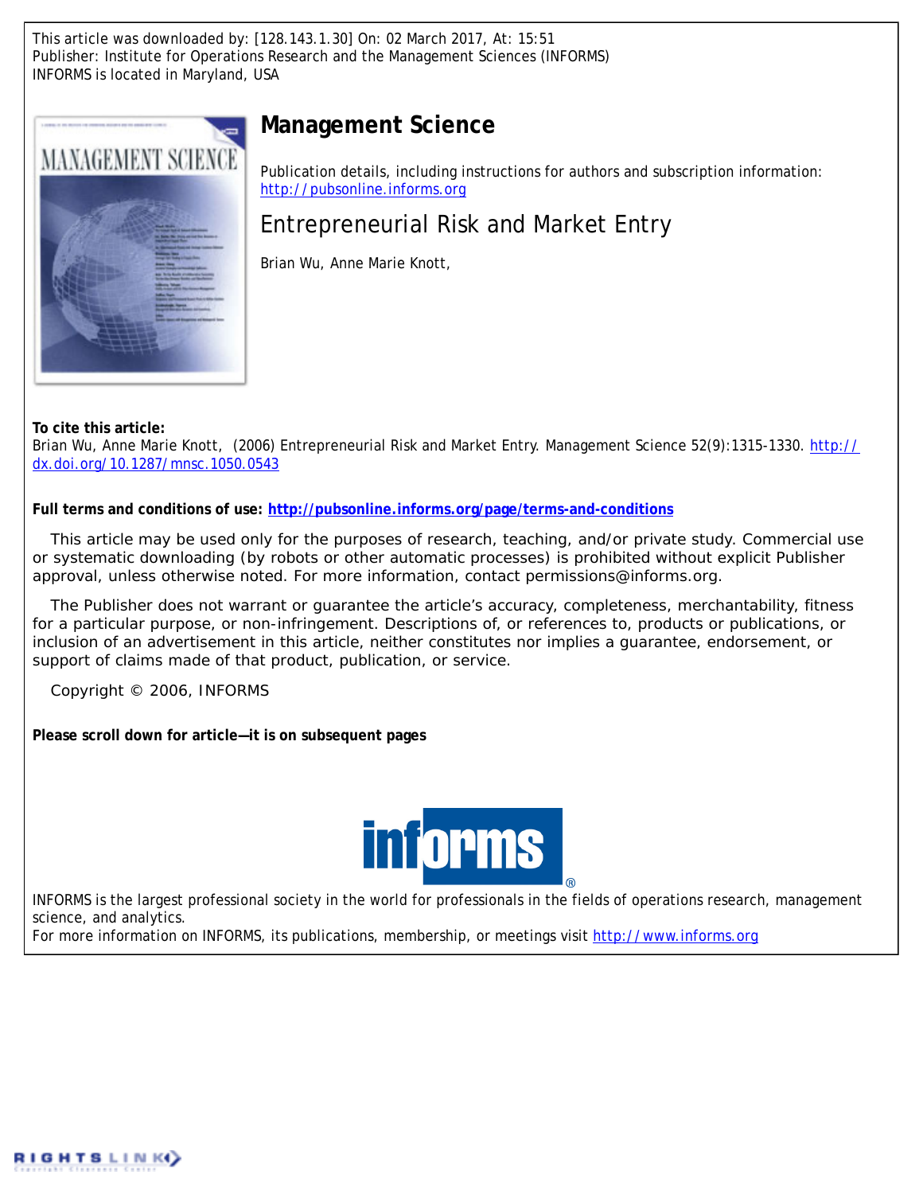This article was downloaded by: [128.143.1.30] On: 02 March 2017, At: 15:51
Publisher: Institute for Operations Research and the Management Sciences (INFORMS)
INFORMS is located in Maryland, USA

# Management Science

Publication details, including instructions for authors and subscription information:
http://pubsonline.informs.org

## Entrepreneurial Risk and Market Entry

Brian Wu, Anne Marie Knott,

**To cite this article:**

Brian Wu, Anne Marie Knott, (2006) Entrepreneurial Risk and Market Entry. Management Science 52(9):1315-1330. http://dx.doi.org/10.1287/mnsc.1050.0543

**Full terms and conditions of use: http://pubsonline.informs.org/page/terms-and-conditions**

This article may be used only for the purposes of research, teaching, and/or private study. Commercial use or systematic downloading (by robots or other automatic processes) is prohibited without explicit Publisher approval, unless otherwise noted. For more information, contact permissions@informs.org.

The Publisher does not warrant or guarantee the article's accuracy, completeness, merchantability, fitness for a particular purpose, or non-infringement. Descriptions of, or references to, products or publications, or inclusion of an advertisement in this article, neither constitutes nor implies a guarantee, endorsement, or support of claims made of that product, publication, or service.

Copyright © 2006, INFORMS

**Please scroll down for article—it is on subsequent pages**

INFORMS is the largest professional society in the world for professionals in the fields of operations research, management science, and analytics.
For more information on INFORMS, its publications, membership, or meetings visit http://www.informs.org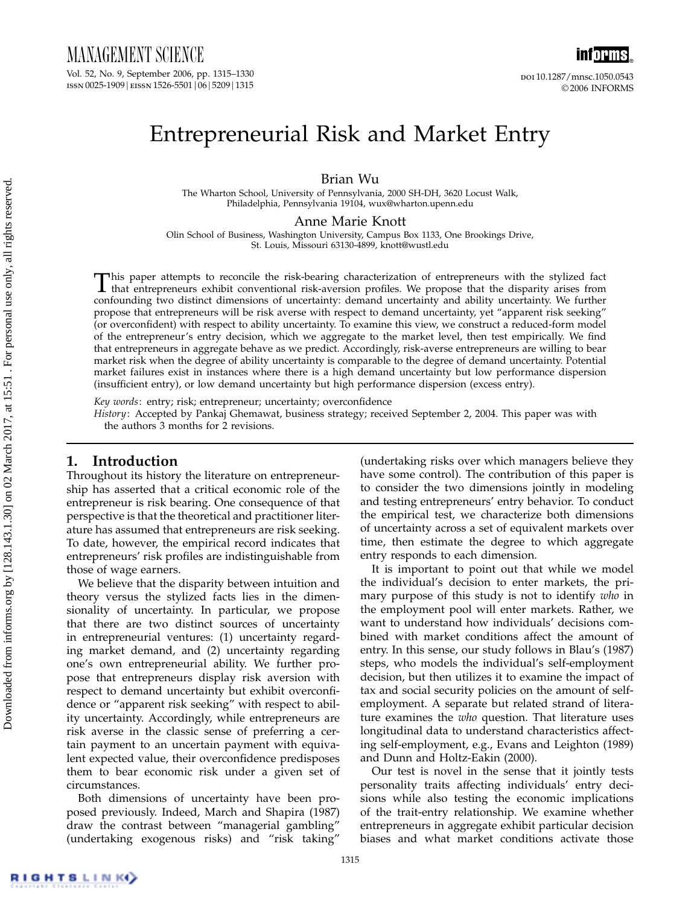# Entrepreneurial Risk and Market Entry

Brian Wu

The Wharton School, University of Pennsylvania, 2000 SH-DH, 3620 Locust Walk, Philadelphia, Pennsylvania 19104, wux@wharton.upenn.edu

Anne Marie Knott

Olin School of Business, Washington University, Campus Box 1133, One Brookings Drive, St. Louis, Missouri 63130-4899, knott@wustl.edu

This paper attempts to reconcile the risk-bearing characterization of entrepreneurs with the stylized fact that entrepreneurs exhibit conventional risk-aversion profiles. We propose that the disparity arises from confounding two distinct dimensions of uncertainty: demand uncertainty and ability uncertainty. We further propose that entrepreneurs will be risk averse with respect to demand uncertainty, yet "apparent risk seeking" (or overconfident) with respect to ability uncertainty. To examine this view, we construct a reduced-form model of the entrepreneur's entry decision, which we aggregate to the market level, then test empirically. We find that entrepreneurs in aggregate behave as we predict. Accordingly, risk-averse entrepreneurs are willing to bear market risk when the degree of ability uncertainty is comparable to the degree of demand uncertainty. Potential market failures exist in instances where there is a high demand uncertainty but low performance dispersion (insufficient entry), or low demand uncertainty but high performance dispersion (excess entry).

*Key words*: entry; risk; entrepreneur; uncertainty; overconfidence

*History*: Accepted by Pankaj Ghemawat, business strategy; received September 2, 2004. This paper was with the authors 3 months for 2 revisions.

## 1. Introduction

Throughout its history the literature on entrepreneurship has asserted that a critical economic role of the entrepreneur is risk bearing. One consequence of that perspective is that the theoretical and practitioner literature has assumed that entrepreneurs are risk seeking. To date, however, the empirical record indicates that entrepreneurs' risk profiles are indistinguishable from those of wage earners.

We believe that the disparity between intuition and theory versus the stylized facts lies in the dimensionality of uncertainty. In particular, we propose that there are two distinct sources of uncertainty in entrepreneurial ventures: (1) uncertainty regarding market demand, and (2) uncertainty regarding one's own entrepreneurial ability. We further propose that entrepreneurs display risk aversion with respect to demand uncertainty but exhibit overconfidence or "apparent risk seeking" with respect to ability uncertainty. Accordingly, while entrepreneurs are risk averse in the classic sense of preferring a certain payment to an uncertain payment with equivalent expected value, their overconfidence predisposes them to bear economic risk under a given set of circumstances.

Both dimensions of uncertainty have been proposed previously. Indeed, March and Shapira (1987) draw the contrast between "managerial gambling" (undertaking exogenous risks) and "risk taking" (undertaking risks over which managers believe they have some control). The contribution of this paper is to consider the two dimensions jointly in modeling and testing entrepreneurs' entry behavior. To conduct the empirical test, we characterize both dimensions of uncertainty across a set of equivalent markets over time, then estimate the degree to which aggregate entry responds to each dimension.

It is important to point out that while we model the individual's decision to enter markets, the primary purpose of this study is not to identify *who* in the employment pool will enter markets. Rather, we want to understand how individuals' decisions combined with market conditions affect the amount of entry. In this sense, our study follows in Blau's (1987) steps, who models the individual's self-employment decision, but then utilizes it to examine the impact of tax and social security policies on the amount of self-employment. A separate but related strand of literature examines the *who* question. That literature uses longitudinal data to understand characteristics affecting self-employment, e.g., Evans and Leighton (1989) and Dunn and Holtz-Eakin (2000).

Our test is novel in the sense that it jointly tests personality traits affecting individuals' entry decisions while also testing the economic implications of the trait-entry relationship. We examine whether entrepreneurs in aggregate exhibit particular decision biases and what market conditions activate those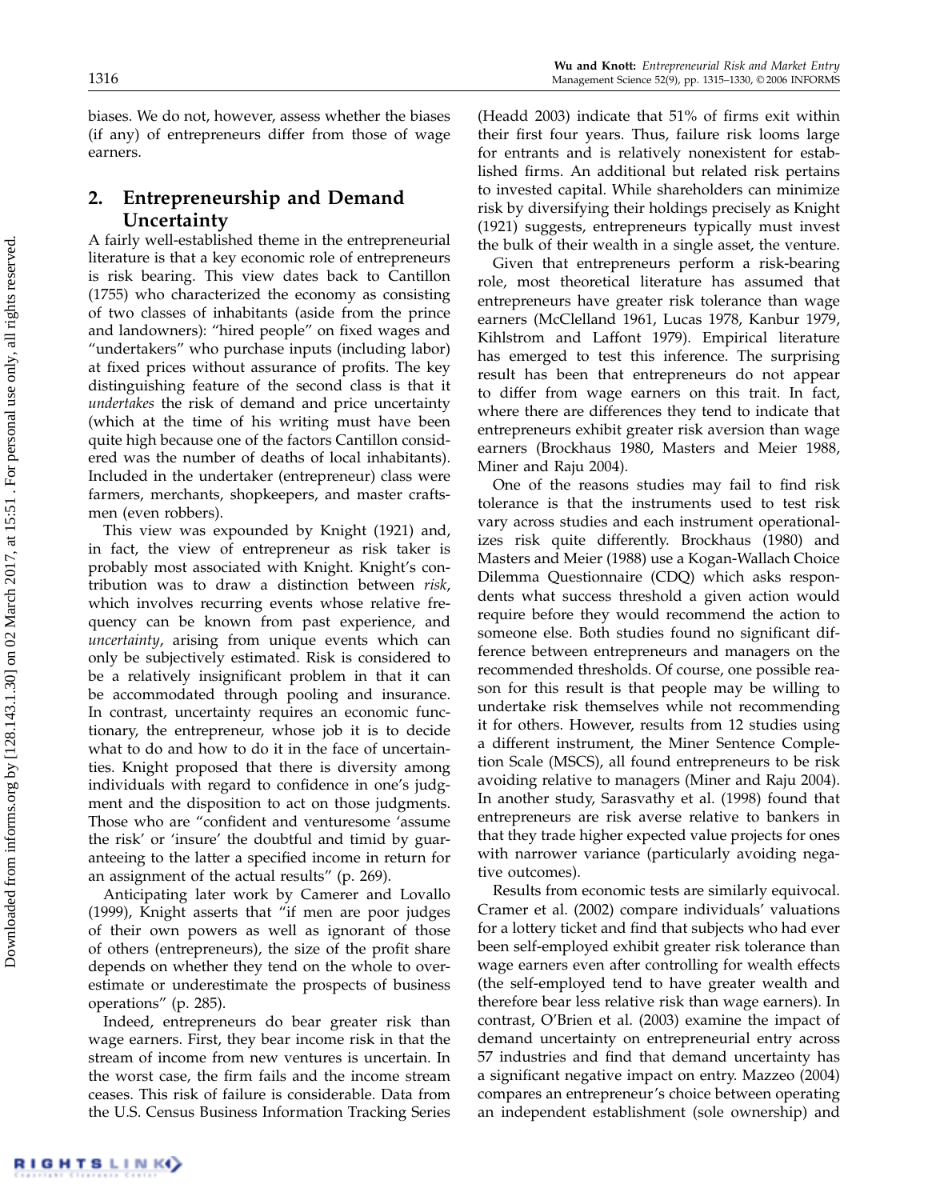biases. We do not, however, assess whether the biases (if any) of entrepreneurs differ from those of wage earners.

## 2. Entrepreneurship and Demand Uncertainty

A fairly well-established theme in the entrepreneurial literature is that a key economic role of entrepreneurs is risk bearing. This view dates back to Cantillon (1755) who characterized the economy as consisting of two classes of inhabitants (aside from the prince and landowners): "hired people" on fixed wages and "undertakers" who purchase inputs (including labor) at fixed prices without assurance of profits. The key distinguishing feature of the second class is that it *undertakes* the risk of demand and price uncertainty (which at the time of his writing must have been quite high because one of the factors Cantillon considered was the number of deaths of local inhabitants). Included in the undertaker (entrepreneur) class were farmers, merchants, shopkeepers, and master craftsmen (even robbers).

This view was expounded by Knight (1921) and, in fact, the view of entrepreneur as risk taker is probably most associated with Knight. Knight's contribution was to draw a distinction between *risk*, which involves recurring events whose relative frequency can be known from past experience, and *uncertainty*, arising from unique events which can only be subjectively estimated. Risk is considered to be a relatively insignificant problem in that it can be accommodated through pooling and insurance. In contrast, uncertainty requires an economic functionary, the entrepreneur, whose job it is to decide what to do and how to do it in the face of uncertainties. Knight proposed that there is diversity among individuals with regard to confidence in one's judgment and the disposition to act on those judgments. Those who are "confident and venturesome 'assume the risk' or 'insure' the doubtful and timid by guaranteeing to the latter a specified income in return for an assignment of the actual results" (p. 269).

Anticipating later work by Camerer and Lovallo (1999), Knight asserts that "if men are poor judges of their own powers as well as ignorant of those of others (entrepreneurs), the size of the profit share depends on whether they tend on the whole to overestimate or underestimate the prospects of business operations" (p. 285).

Indeed, entrepreneurs do bear greater risk than wage earners. First, they bear income risk in that the stream of income from new ventures is uncertain. In the worst case, the firm fails and the income stream ceases. This risk of failure is considerable. Data from the U.S. Census Business Information Tracking Series (Headd 2003) indicate that 51% of firms exit within their first four years. Thus, failure risk looms large for entrants and is relatively nonexistent for established firms. An additional but related risk pertains to invested capital. While shareholders can minimize risk by diversifying their holdings precisely as Knight (1921) suggests, entrepreneurs typically must invest the bulk of their wealth in a single asset, the venture.

Given that entrepreneurs perform a risk-bearing role, most theoretical literature has assumed that entrepreneurs have greater risk tolerance than wage earners (McClelland 1961, Lucas 1978, Kanbur 1979, Kihlstrom and Laffont 1979). Empirical literature has emerged to test this inference. The surprising result has been that entrepreneurs do not appear to differ from wage earners on this trait. In fact, where there are differences they tend to indicate that entrepreneurs exhibit greater risk aversion than wage earners (Brockhaus 1980, Masters and Meier 1988, Miner and Raju 2004).

One of the reasons studies may fail to find risk tolerance is that the instruments used to test risk vary across studies and each instrument operationalizes risk quite differently. Brockhaus (1980) and Masters and Meier (1988) use a Kogan-Wallach Choice Dilemma Questionnaire (CDQ) which asks respondents what success threshold a given action would require before they would recommend the action to someone else. Both studies found no significant difference between entrepreneurs and managers on the recommended thresholds. Of course, one possible reason for this result is that people may be willing to undertake risk themselves while not recommending it for others. However, results from 12 studies using a different instrument, the Miner Sentence Completion Scale (MSCS), all found entrepreneurs to be risk avoiding relative to managers (Miner and Raju 2004). In another study, Sarasvathy et al. (1998) found that entrepreneurs are risk averse relative to bankers in that they trade higher expected value projects for ones with narrower variance (particularly avoiding negative outcomes).

Results from economic tests are similarly equivocal. Cramer et al. (2002) compare individuals' valuations for a lottery ticket and find that subjects who had ever been self-employed exhibit greater risk tolerance than wage earners even after controlling for wealth effects (the self-employed tend to have greater wealth and therefore bear less relative risk than wage earners). In contrast, O'Brien et al. (2003) examine the impact of demand uncertainty on entrepreneurial entry across 57 industries and find that demand uncertainty has a significant negative impact on entry. Mazzeo (2004) compares an entrepreneur's choice between operating an independent establishment (sole ownership) and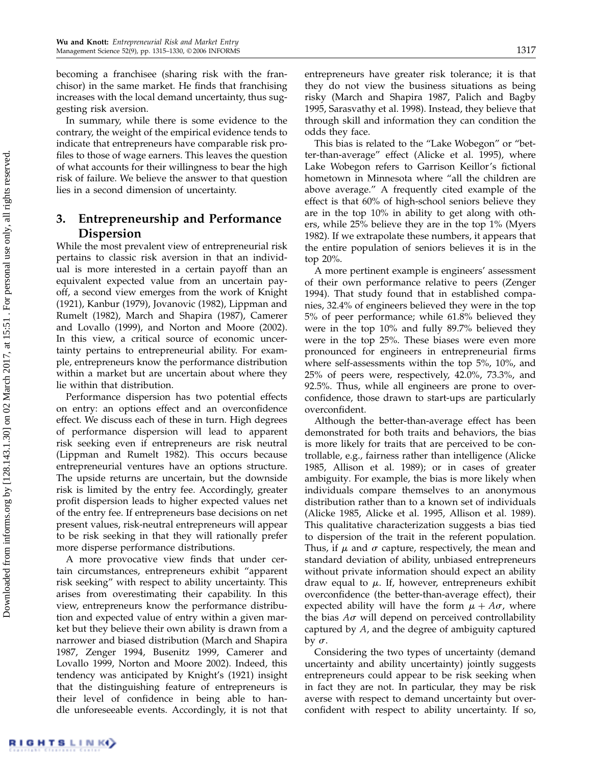becoming a franchisee (sharing risk with the franchisor) in the same market. He finds that franchising increases with the local demand uncertainty, thus suggesting risk aversion.

In summary, while there is some evidence to the contrary, the weight of the empirical evidence tends to indicate that entrepreneurs have comparable risk profiles to those of wage earners. This leaves the question of what accounts for their willingness to bear the high risk of failure. We believe the answer to that question lies in a second dimension of uncertainty.

## 3. Entrepreneurship and Performance Dispersion

While the most prevalent view of entrepreneurial risk pertains to classic risk aversion in that an individual is more interested in a certain payoff than an equivalent expected value from an uncertain payoff, a second view emerges from the work of Knight (1921), Kanbur (1979), Jovanovic (1982), Lippman and Rumelt (1982), March and Shapira (1987), Camerer and Lovallo (1999), and Norton and Moore (2002). In this view, a critical source of economic uncertainty pertains to entrepreneurial ability. For example, entrepreneurs know the performance distribution within a market but are uncertain about where they lie within that distribution.

Performance dispersion has two potential effects on entry: an options effect and an overconfidence effect. We discuss each of these in turn. High degrees of performance dispersion will lead to apparent risk seeking even if entrepreneurs are risk neutral (Lippman and Rumelt 1982). This occurs because entrepreneurial ventures have an options structure. The upside returns are uncertain, but the downside risk is limited by the entry fee. Accordingly, greater profit dispersion leads to higher expected values net of the entry fee. If entrepreneurs base decisions on net present values, risk-neutral entrepreneurs will appear to be risk seeking in that they will rationally prefer more disperse performance distributions.

A more provocative view finds that under certain circumstances, entrepreneurs exhibit "apparent risk seeking" with respect to ability uncertainty. This arises from overestimating their capability. In this view, entrepreneurs know the performance distribution and expected value of entry within a given market but they believe their own ability is drawn from a narrower and biased distribution (March and Shapira 1987, Zenger 1994, Busenitz 1999, Camerer and Lovallo 1999, Norton and Moore 2002). Indeed, this tendency was anticipated by Knight's (1921) insight that the distinguishing feature of entrepreneurs is their level of confidence in being able to handle unforeseeable events. Accordingly, it is not that entrepreneurs have greater risk tolerance; it is that they do not view the business situations as being risky (March and Shapira 1987, Palich and Bagby 1995, Sarasvathy et al. 1998). Instead, they believe that through skill and information they can condition the odds they face.

This bias is related to the "Lake Wobegon" or "better-than-average" effect (Alicke et al. 1995), where Lake Wobegon refers to Garrison Keillor's fictional hometown in Minnesota where "all the children are above average." A frequently cited example of the effect is that 60% of high-school seniors believe they are in the top 10% in ability to get along with others, while 25% believe they are in the top 1% (Myers 1982). If we extrapolate these numbers, it appears that the entire population of seniors believes it is in the top 20%.

A more pertinent example is engineers' assessment of their own performance relative to peers (Zenger 1994). That study found that in established companies, 32.4% of engineers believed they were in the top 5% of peer performance; while 61.8% believed they were in the top 10% and fully 89.7% believed they were in the top 25%. These biases were even more pronounced for engineers in entrepreneurial firms where self-assessments within the top 5%, 10%, and 25% of peers were, respectively, 42.0%, 73.3%, and 92.5%. Thus, while all engineers are prone to overconfidence, those drawn to start-ups are particularly overconfident.

Although the better-than-average effect has been demonstrated for both traits and behaviors, the bias is more likely for traits that are perceived to be controllable, e.g., fairness rather than intelligence (Alicke 1985, Allison et al. 1989); or in cases of greater ambiguity. For example, the bias is more likely when individuals compare themselves to an anonymous distribution rather than to a known set of individuals (Alicke 1985, Alicke et al. 1995, Allison et al. 1989). This qualitative characterization suggests a bias tied to dispersion of the trait in the referent population. Thus, if $\mu$ and $\sigma$ capture, respectively, the mean and standard deviation of ability, unbiased entrepreneurs without private information should expect an ability draw equal to $\mu$. If, however, entrepreneurs exhibit overconfidence (the better-than-average effect), their expected ability will have the form $\mu + A\sigma$, where the bias $A\sigma$ will depend on perceived controllability captured by $A$, and the degree of ambiguity captured by $\sigma$.

Considering the two types of uncertainty (demand uncertainty and ability uncertainty) jointly suggests entrepreneurs could appear to be risk seeking when in fact they are not. In particular, they may be risk averse with respect to demand uncertainty but overconfident with respect to ability uncertainty. If so,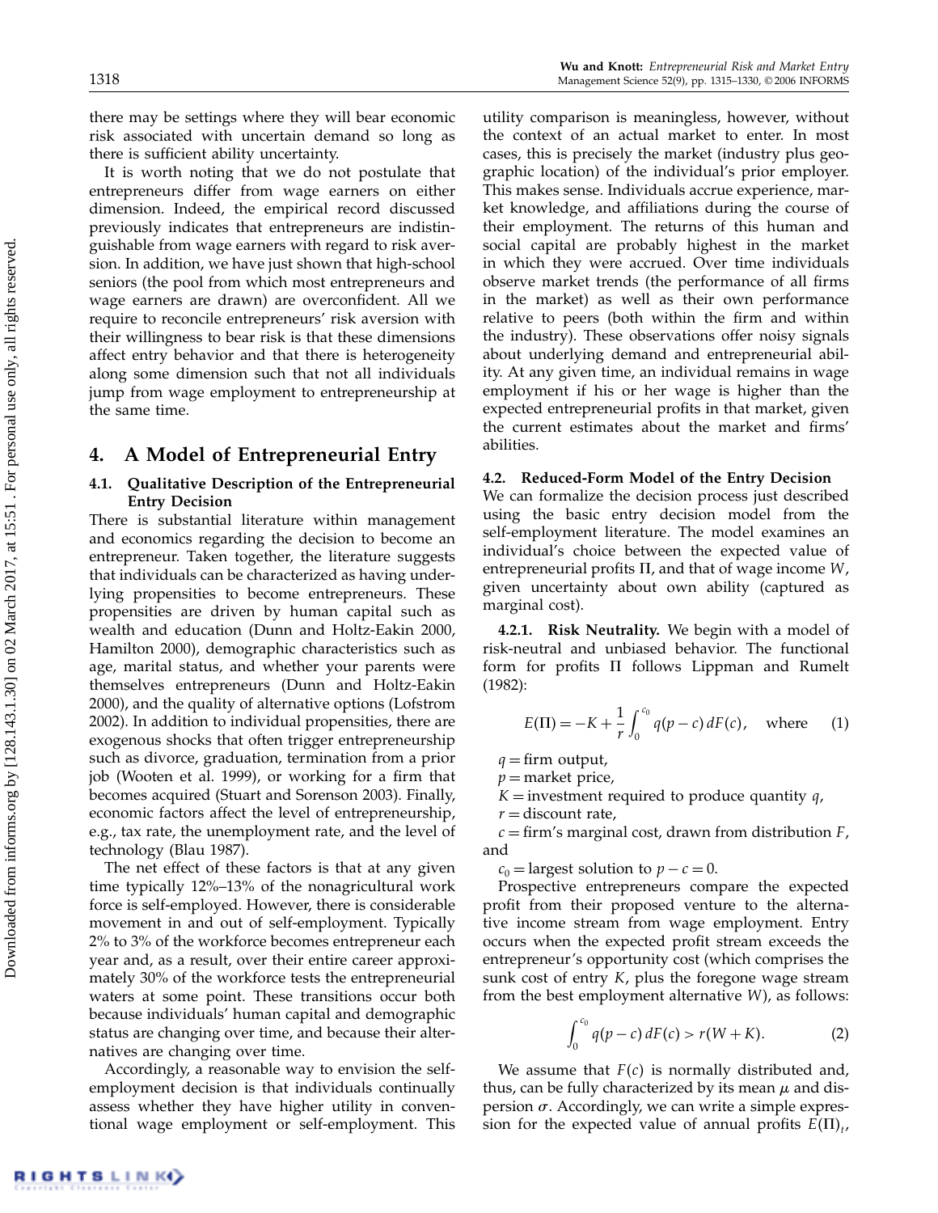there may be settings where they will bear economic risk associated with uncertain demand so long as there is sufficient ability uncertainty.

It is worth noting that we do not postulate that entrepreneurs differ from wage earners on either dimension. Indeed, the empirical record discussed previously indicates that entrepreneurs are indistinguishable from wage earners with regard to risk aversion. In addition, we have just shown that high-school seniors (the pool from which most entrepreneurs and wage earners are drawn) are overconfident. All we require to reconcile entrepreneurs' risk aversion with their willingness to bear risk is that these dimensions affect entry behavior and that there is heterogeneity along some dimension such that not all individuals jump from wage employment to entrepreneurship at the same time.

## 4. A Model of Entrepreneurial Entry

### 4.1. Qualitative Description of the Entrepreneurial Entry Decision

There is substantial literature within management and economics regarding the decision to become an entrepreneur. Taken together, the literature suggests that individuals can be characterized as having underlying propensities to become entrepreneurs. These propensities are driven by human capital such as wealth and education (Dunn and Holtz-Eakin 2000, Hamilton 2000), demographic characteristics such as age, marital status, and whether your parents were themselves entrepreneurs (Dunn and Holtz-Eakin 2000), and the quality of alternative options (Lofstrom 2002). In addition to individual propensities, there are exogenous shocks that often trigger entrepreneurship such as divorce, graduation, termination from a prior job (Wooten et al. 1999), or working for a firm that becomes acquired (Stuart and Sorenson 2003). Finally, economic factors affect the level of entrepreneurship, e.g., tax rate, the unemployment rate, and the level of technology (Blau 1987).

The net effect of these factors is that at any given time typically 12%–13% of the nonagricultural work force is self-employed. However, there is considerable movement in and out of self-employment. Typically 2% to 3% of the workforce becomes entrepreneur each year and, as a result, over their entire career approximately 30% of the workforce tests the entrepreneurial waters at some point. These transitions occur both because individuals' human capital and demographic status are changing over time, and because their alternatives are changing over time.

Accordingly, a reasonable way to envision the self-employment decision is that individuals continually assess whether they have higher utility in conventional wage employment or self-employment. This utility comparison is meaningless, however, without the context of an actual market to enter. In most cases, this is precisely the market (industry plus geographic location) of the individual's prior employer. This makes sense. Individuals accrue experience, market knowledge, and affiliations during the course of their employment. The returns of this human and social capital are probably highest in the market in which they were accrued. Over time individuals observe market trends (the performance of all firms in the market) as well as their own performance relative to peers (both within the firm and within the industry). These observations offer noisy signals about underlying demand and entrepreneurial ability. At any given time, an individual remains in wage employment if his or her wage is higher than the expected entrepreneurial profits in that market, given the current estimates about the market and firms' abilities.

### 4.2. Reduced-Form Model of the Entry Decision

We can formalize the decision process just described using the basic entry decision model from the self-employment literature. The model examines an individual's choice between the expected value of entrepreneurial profits $\Pi$, and that of wage income $W$, given uncertainty about own ability (captured as marginal cost).

**4.2.1. Risk Neutrality.** We begin with a model of risk-neutral and unbiased behavior. The functional form for profits $\Pi$ follows Lippman and Rumelt (1982):

$$E(\Pi) = -K + \frac{1}{r}\int_0^{c_0} q(p-c)\,dF(c), \quad \text{where} \tag{1}$$

$q$ = firm output,  
$p$ = market price,  
$K$ = investment required to produce quantity $q$,  
$r$ = discount rate,  
$c$ = firm's marginal cost, drawn from distribution $F$, and  
$c_0$ = largest solution to $p - c = 0$.

Prospective entrepreneurs compare the expected profit from their proposed venture to the alternative income stream from wage employment. Entry occurs when the expected profit stream exceeds the entrepreneur's opportunity cost (which comprises the sunk cost of entry $K$, plus the foregone wage stream from the best employment alternative $W$), as follows:

$$\int_0^{c_0} q(p-c)\,dF(c) > r(W+K). \tag{2}$$

We assume that $F(c)$ is normally distributed and, thus, can be fully characterized by its mean $\mu$ and dispersion $\sigma$. Accordingly, we can write a simple expression for the expected value of annual profits $E(\Pi)_t$,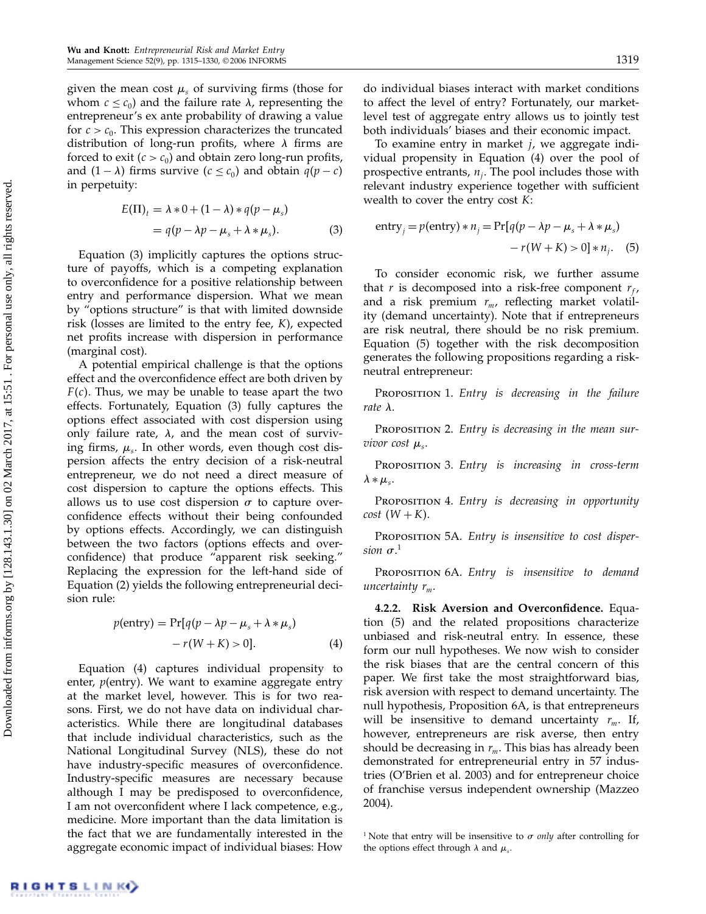given the mean cost $\mu_s$ of surviving firms (those for whom $c \leq c_0$) and the failure rate $\lambda$, representing the entrepreneur's ex ante probability of drawing a value for $c > c_0$. This expression characterizes the truncated distribution of long-run profits, where $\lambda$ firms are forced to exit ($c > c_0$) and obtain zero long-run profits, and $(1 - \lambda)$ firms survive ($c \leq c_0$) and obtain $q(p - c)$ in perpetuity:

$$
\begin{aligned}
E(\Pi)_t &= \lambda * 0 + (1 - \lambda) * q(p - \mu_s) \\
&= q(p - \lambda p - \mu_s + \lambda * \mu_s). \qquad (3)
\end{aligned}
$$

Equation (3) implicitly captures the options structure of payoffs, which is a competing explanation to overconfidence for a positive relationship between entry and performance dispersion. What we mean by "options structure" is that with limited downside risk (losses are limited to the entry fee, $K$), expected net profits increase with dispersion in performance (marginal cost).

A potential empirical challenge is that the options effect and the overconfidence effect are both driven by $F(c)$. Thus, we may be unable to tease apart the two effects. Fortunately, Equation (3) fully captures the options effect associated with cost dispersion using only failure rate, $\lambda$, and the mean cost of surviving firms, $\mu_s$. In other words, even though cost dispersion affects the entry decision of a risk-neutral entrepreneur, we do not need a direct measure of cost dispersion to capture the options effects. This allows us to use cost dispersion $\sigma$ to capture overconfidence effects without their being confounded by options effects. Accordingly, we can distinguish between the two factors (options effects and overconfidence) that produce "apparent risk seeking." Replacing the expression for the left-hand side of Equation (2) yields the following entrepreneurial decision rule:

$$
\begin{aligned}
p(\text{entry}) = \Pr[&q(p - \lambda p - \mu_s + \lambda * \mu_s) \\
&- r(W + K) > 0]. \qquad (4)
\end{aligned}
$$

Equation (4) captures individual propensity to enter, $p(\text{entry})$. We want to examine aggregate entry at the market level, however. This is for two reasons. First, we do not have data on individual characteristics. While there are longitudinal databases that include individual characteristics, such as the National Longitudinal Survey (NLS), these do not have industry-specific measures of overconfidence. Industry-specific measures are necessary because although I may be predisposed to overconfidence, I am not overconfident where I lack competence, e.g., medicine. More important than the data limitation is the fact that we are fundamentally interested in the aggregate economic impact of individual biases: How do individual biases interact with market conditions to affect the level of entry? Fortunately, our market-level test of aggregate entry allows us to jointly test both individuals' biases and their economic impact.

To examine entry in market $j$, we aggregate individual propensity in Equation (4) over the pool of prospective entrants, $n_j$. The pool includes those with relevant industry experience together with sufficient wealth to cover the entry cost $K$:

$$
\begin{aligned}
\text{entry}_j = p(\text{entry}) * n_j = \Pr[&q(p - \lambda p - \mu_s + \lambda * \mu_s) \\
&- r(W + K) > 0] * n_j. \qquad (5)
\end{aligned}
$$

To consider economic risk, we further assume that $r$ is decomposed into a risk-free component $r_f$, and a risk premium $r_m$, reflecting market volatility (demand uncertainty). Note that if entrepreneurs are risk neutral, there should be no risk premium. Equation (5) together with the risk decomposition generates the following propositions regarding a risk-neutral entrepreneur:

Proposition 1. *Entry is decreasing in the failure rate* $\lambda$.

Proposition 2. *Entry is decreasing in the mean survivor cost* $\mu_s$.

Proposition 3. *Entry is increasing in cross-term* $\lambda * \mu_s$.

Proposition 4. *Entry is decreasing in opportunity cost* $(W + K)$.

Proposition 5A. *Entry is insensitive to cost dispersion* $\sigma$.[1]

Proposition 6A. *Entry is insensitive to demand uncertainty* $r_m$.

**4.2.2. Risk Aversion and Overconfidence.** Equation (5) and the related propositions characterize unbiased and risk-neutral entry. In essence, these form our null hypotheses. We now wish to consider the risk biases that are the central concern of this paper. We first take the most straightforward bias, risk aversion with respect to demand uncertainty. The null hypothesis, Proposition 6A, is that entrepreneurs will be insensitive to demand uncertainty $r_m$. If, however, entrepreneurs are risk averse, then entry should be decreasing in $r_m$. This bias has already been demonstrated for entrepreneurial entry in 57 industries (O'Brien et al. 2003) and for entrepreneur choice of franchise versus independent ownership (Mazzeo 2004).

[1] Note that entry will be insensitive to $\sigma$ *only* after controlling for the options effect through $\lambda$ and $\mu_s$.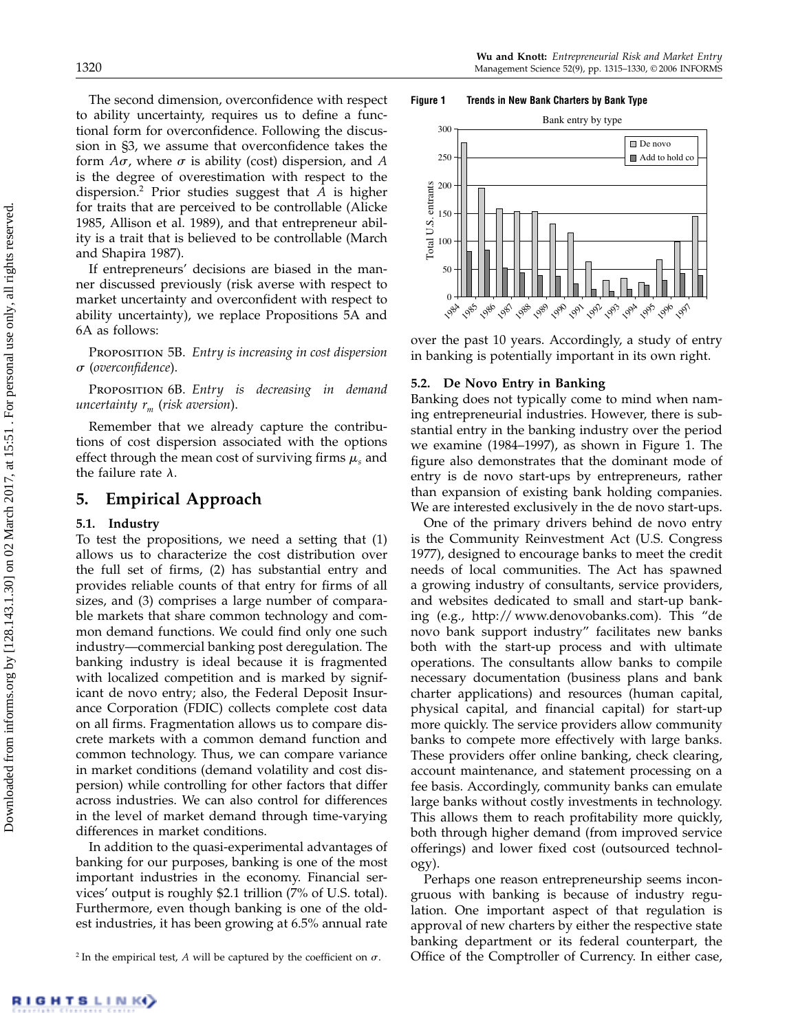The second dimension, overconfidence with respect to ability uncertainty, requires us to define a functional form for overconfidence. Following the discussion in §3, we assume that overconfidence takes the form $A\sigma$, where $\sigma$ is ability (cost) dispersion, and $A$ is the degree of overestimation with respect to the dispersion.[2] Prior studies suggest that $A$ is higher for traits that are perceived to be controllable (Alicke 1985, Allison et al. 1989), and that entrepreneur ability is a trait that is believed to be controllable (March and Shapira 1987).

If entrepreneurs' decisions are biased in the manner discussed previously (risk averse with respect to market uncertainty and overconfident with respect to ability uncertainty), we replace Propositions 5A and 6A as follows:

Proposition 5B. *Entry is increasing in cost dispersion* $\sigma$ *(overconfidence).*

Proposition 6B. *Entry is decreasing in demand uncertainty* $r_m$ *(risk aversion).*

Remember that we already capture the contributions of cost dispersion associated with the options effect through the mean cost of surviving firms $\mu_s$ and the failure rate $\lambda$.

# 5. Empirical Approach

## 5.1. Industry

To test the propositions, we need a setting that (1) allows us to characterize the cost distribution over the full set of firms, (2) has substantial entry and provides reliable counts of that entry for firms of all sizes, and (3) comprises a large number of comparable markets that share common technology and common demand functions. We could find only one such industry—commercial banking post deregulation. The banking industry is ideal because it is fragmented with localized competition and is marked by significant de novo entry; also, the Federal Deposit Insurance Corporation (FDIC) collects complete cost data on all firms. Fragmentation allows us to compare discrete markets with a common demand function and common technology. Thus, we can compare variance in market conditions (demand volatility and cost dispersion) while controlling for other factors that differ across industries. We can also control for differences in the level of market demand through time-varying differences in market conditions.

In addition to the quasi-experimental advantages of banking for our purposes, banking is one of the most important industries in the economy. Financial services' output is roughly \$2.1 trillion (7% of U.S. total). Furthermore, even though banking is one of the oldest industries, it has been growing at 6.5% annual rate over the past 10 years. Accordingly, a study of entry in banking is potentially important in its own right.

**Figure 1** Trends in New Bank Charters by Bank Type

## 5.2. De Novo Entry in Banking

Banking does not typically come to mind when naming entrepreneurial industries. However, there is substantial entry in the banking industry over the period we examine (1984–1997), as shown in Figure 1. The figure also demonstrates that the dominant mode of entry is de novo start-ups by entrepreneurs, rather than expansion of existing bank holding companies. We are interested exclusively in the de novo start-ups.

One of the primary drivers behind de novo entry is the Community Reinvestment Act (U.S. Congress 1977), designed to encourage banks to meet the credit needs of local communities. The Act has spawned a growing industry of consultants, service providers, and websites dedicated to small and start-up banking (e.g., http://www.denovobanks.com). This "de novo bank support industry" facilitates new banks both with the start-up process and with ultimate operations. The consultants allow banks to compile necessary documentation (business plans and bank charter applications) and resources (human capital, physical capital, and financial capital) for start-up more quickly. The service providers allow community banks to compete more effectively with large banks. These providers offer online banking, check clearing, account maintenance, and statement processing on a fee basis. Accordingly, community banks can emulate large banks without costly investments in technology. This allows them to reach profitability more quickly, both through higher demand (from improved service offerings) and lower fixed cost (outsourced technology).

Perhaps one reason entrepreneurship seems incongruous with banking is because of industry regulation. One important aspect of that regulation is approval of new charters by either the respective state banking department or its federal counterpart, the Office of the Comptroller of Currency. In either case,

[2] In the empirical test, $A$ will be captured by the coefficient on $\sigma$.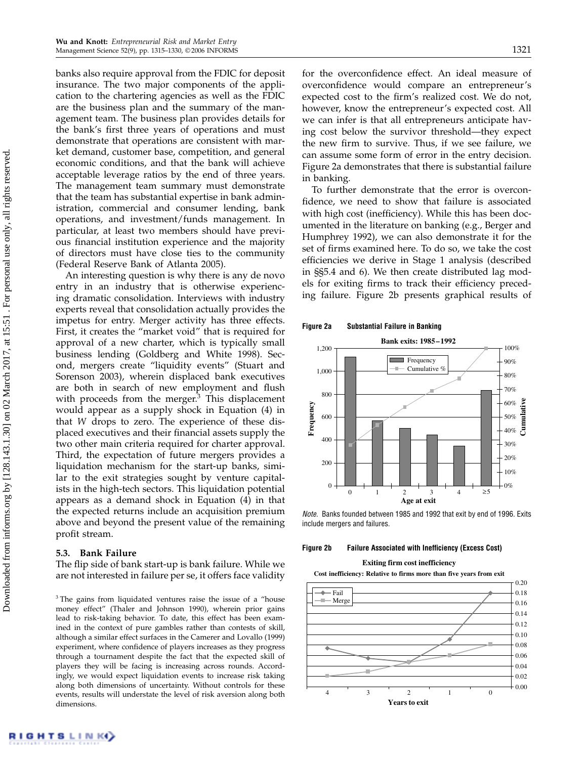banks also require approval from the FDIC for deposit insurance. The two major components of the application to the chartering agencies as well as the FDIC are the business plan and the summary of the management team. The business plan provides details for the bank's first three years of operations and must demonstrate that operations are consistent with market demand, customer base, competition, and general economic conditions, and that the bank will achieve acceptable leverage ratios by the end of three years. The management team summary must demonstrate that the team has substantial expertise in bank administration, commercial and consumer lending, bank operations, and investment/funds management. In particular, at least two members should have previous financial institution experience and the majority of directors must have close ties to the community (Federal Reserve Bank of Atlanta 2005).

An interesting question is why there is any de novo entry in an industry that is otherwise experiencing dramatic consolidation. Interviews with industry experts reveal that consolidation actually provides the impetus for entry. Merger activity has three effects. First, it creates the "market void" that is required for approval of a new charter, which is typically small business lending (Goldberg and White 1998). Second, mergers create "liquidity events" (Stuart and Sorenson 2003), wherein displaced bank executives are both in search of new employment and flush with proceeds from the merger.[3] This displacement would appear as a supply shock in Equation (4) in that $W$ drops to zero. The experience of these displaced executives and their financial assets supply the two other main criteria required for charter approval. Third, the expectation of future mergers provides a liquidation mechanism for the start-up banks, similar to the exit strategies sought by venture capitalists in the high-tech sectors. This liquidation potential appears as a demand shock in Equation (4) in that the expected returns include an acquisition premium above and beyond the present value of the remaining profit stream.

### 5.3. Bank Failure

The flip side of bank start-up is bank failure. While we are not interested in failure per se, it offers face validity for the overconfidence effect. An ideal measure of overconfidence would compare an entrepreneur's expected cost to the firm's realized cost. We do not, however, know the entrepreneur's expected cost. All we can infer is that all entrepreneurs anticipate having cost below the survivor threshold—they expect the new firm to survive. Thus, if we see failure, we can assume some form of error in the entry decision. Figure 2a demonstrates that there is substantial failure in banking.

To further demonstrate that the error is overconfidence, we need to show that failure is associated with high cost (inefficiency). While this has been documented in the literature on banking (e.g., Berger and Humphrey 1992), we can also demonstrate it for the set of firms examined here. To do so, we take the cost efficiencies we derive in Stage 1 analysis (described in §§5.4 and 6). We then create distributed lag models for exiting firms to track their efficiency preceding failure. Figure 2b presents graphical results of

**Figure 2a** Substantial Failure in Banking

*Note.* Banks founded between 1985 and 1992 that exit by end of 1996. Exits include mergers and failures.

**Figure 2b** Failure Associated with Inefficiency (Excess Cost)

[3] The gains from liquidated ventures raise the issue of a "house money effect" (Thaler and Johnson 1990), wherein prior gains lead to risk-taking behavior. To date, this effect has been examined in the context of pure gambles rather than contests of skill, although a similar effect surfaces in the Camerer and Lovallo (1999) experiment, where confidence of players increases as they progress through a tournament despite the fact that the expected skill of players they will be facing is increasing across rounds. Accordingly, we would expect liquidation events to increase risk taking along both dimensions of uncertainty. Without controls for these events, results will understate the level of risk aversion along both dimensions.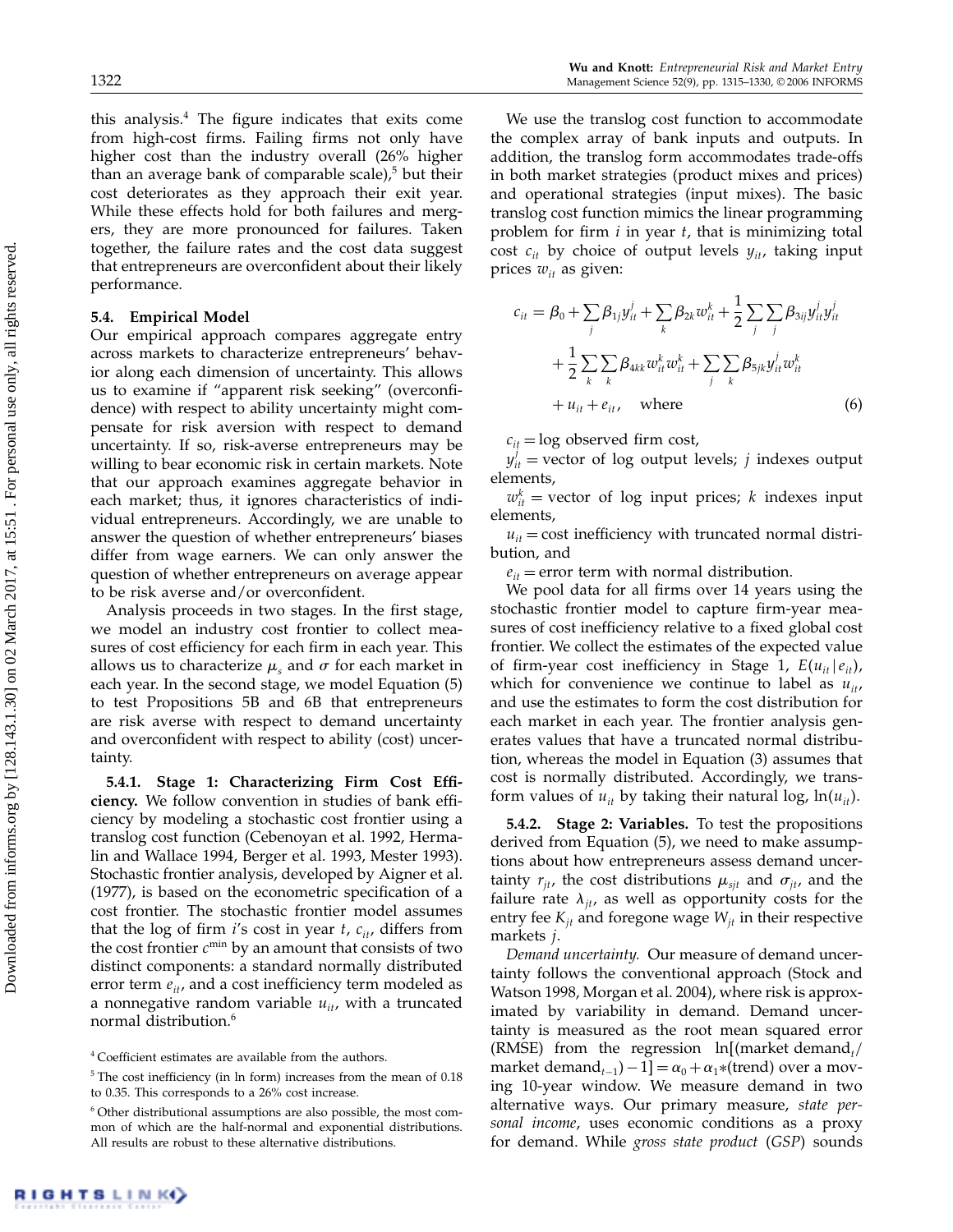this analysis.[4] The figure indicates that exits come from high-cost firms. Failing firms not only have higher cost than the industry overall (26% higher than an average bank of comparable scale),[5] but their cost deteriorates as they approach their exit year. While these effects hold for both failures and mergers, they are more pronounced for failures. Taken together, the failure rates and the cost data suggest that entrepreneurs are overconfident about their likely performance.

### 5.4. Empirical Model

Our empirical approach compares aggregate entry across markets to characterize entrepreneurs' behavior along each dimension of uncertainty. This allows us to examine if "apparent risk seeking" (overconfidence) with respect to ability uncertainty might compensate for risk aversion with respect to demand uncertainty. If so, risk-averse entrepreneurs may be willing to bear economic risk in certain markets. Note that our approach examines aggregate behavior in each market; thus, it ignores characteristics of individual entrepreneurs. Accordingly, we are unable to answer the question of whether entrepreneurs' biases differ from wage earners. We can only answer the question of whether entrepreneurs on average appear to be risk averse and/or overconfident.

Analysis proceeds in two stages. In the first stage, we model an industry cost frontier to collect measures of cost efficiency for each firm in each year. This allows us to characterize $\mu_s$ and $\sigma$ for each market in each year. In the second stage, we model Equation (5) to test Propositions 5B and 6B that entrepreneurs are risk averse with respect to demand uncertainty and overconfident with respect to ability (cost) uncertainty.

**5.4.1. Stage 1: Characterizing Firm Cost Efficiency.** We follow convention in studies of bank efficiency by modeling a stochastic cost frontier using a translog cost function (Cebenoyan et al. 1992, Hermalin and Wallace 1994, Berger et al. 1993, Mester 1993). Stochastic frontier analysis, developed by Aigner et al. (1977), is based on the econometric specification of a cost frontier. The stochastic frontier model assumes that the log of firm $i$'s cost in year $t$, $c_{it}$, differs from the cost frontier $c^{\min}$ by an amount that consists of two distinct components: a standard normally distributed error term $e_{it}$, and a cost inefficiency term modeled as a nonnegative random variable $u_{it}$, with a truncated normal distribution.[6]

We use the translog cost function to accommodate the complex array of bank inputs and outputs. In addition, the translog form accommodates trade-offs in both market strategies (product mixes and prices) and operational strategies (input mixes). The basic translog cost function mimics the linear programming problem for firm $i$ in year $t$, that is minimizing total cost $c_{it}$ by choice of output levels $y_{it}$, taking input prices $w_{it}$ as given:

$$c_{it} = \beta_0 + \sum_j \beta_{1j} y_{it}^j + \sum_k \beta_{2k} w_{it}^k + \frac{1}{2}\sum_j \sum_j \beta_{3ij} y_{it}^j y_{it}^j + \frac{1}{2}\sum_k \sum_k \beta_{4kk} w_{it}^k w_{it}^k + \sum_j \sum_k \beta_{5jk} y_{it}^j w_{it}^k + u_{it} + e_{it}, \quad \text{where} \tag{6}$$

$c_{it}$ = log observed firm cost,

$y_{it}^j$ = vector of log output levels; $j$ indexes output elements,

$w_{it}^k$ = vector of log input prices; $k$ indexes input elements,

$u_{it}$ = cost inefficiency with truncated normal distribution, and

$e_{it}$ = error term with normal distribution.

We pool data for all firms over 14 years using the stochastic frontier model to capture firm-year measures of cost inefficiency relative to a fixed global cost frontier. We collect the estimates of the expected value of firm-year cost inefficiency in Stage 1, $E(u_{it} \mid e_{it})$, which for convenience we continue to label as $u_{it}$, and use the estimates to form the cost distribution for each market in each year. The frontier analysis generates values that have a truncated normal distribution, whereas the model in Equation (3) assumes that cost is normally distributed. Accordingly, we transform values of $u_{it}$ by taking their natural log, $\ln(u_{it})$.

**5.4.2. Stage 2: Variables.** To test the propositions derived from Equation (5), we need to make assumptions about how entrepreneurs assess demand uncertainty $r_{jt}$, the cost distributions $\mu_{sjt}$ and $\sigma_{jt}$, and the failure rate $\lambda_{jt}$, as well as opportunity costs for the entry fee $K_{jt}$ and foregone wage $W_{jt}$ in their respective markets $j$.

*Demand uncertainty.* Our measure of demand uncertainty follows the conventional approach (Stock and Watson 1998, Morgan et al. 2004), where risk is approximated by variability in demand. Demand uncertainty is measured as the root mean squared error (RMSE) from the regression $\ln[(\text{market demand}_t/\text{market demand}_{t-1}) - 1] = \alpha_0 + \alpha_1 * (\text{trend})$ over a moving 10-year window. We measure demand in two alternative ways. Our primary measure, *state personal income*, uses economic conditions as a proxy for demand. While *gross state product* (*GSP*) sounds

[4] Coefficient estimates are available from the authors.

[5] The cost inefficiency (in ln form) increases from the mean of 0.18 to 0.35. This corresponds to a 26% cost increase.

[6] Other distributional assumptions are also possible, the most common of which are the half-normal and exponential distributions. All results are robust to these alternative distributions.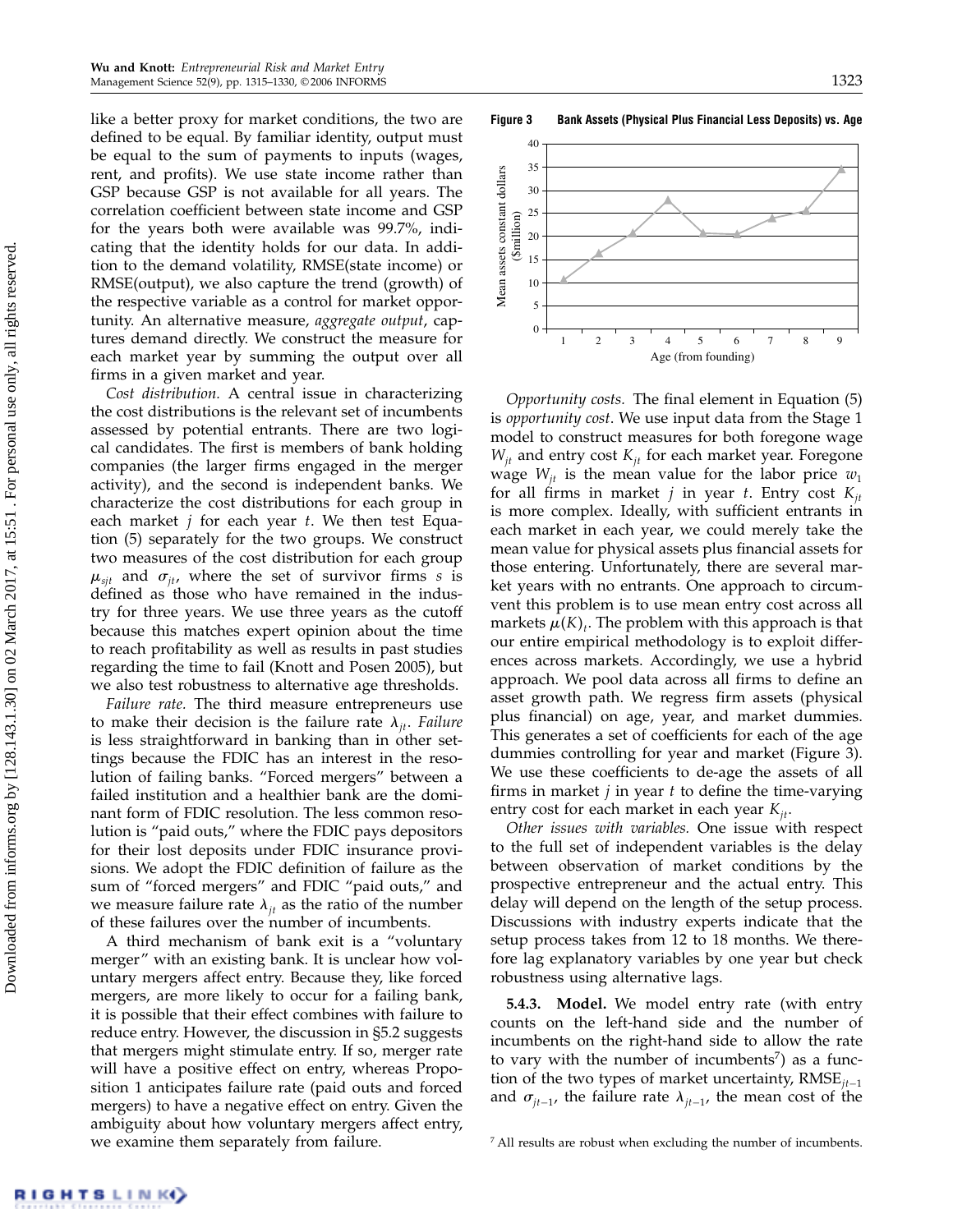like a better proxy for market conditions, the two are defined to be equal. By familiar identity, output must be equal to the sum of payments to inputs (wages, rent, and profits). We use state income rather than GSP because GSP is not available for all years. The correlation coefficient between state income and GSP for the years both were available was 99.7%, indicating that the identity holds for our data. In addition to the demand volatility, RMSE(state income) or RMSE(output), we also capture the trend (growth) of the respective variable as a control for market opportunity. An alternative measure, *aggregate output*, captures demand directly. We construct the measure for each market year by summing the output over all firms in a given market and year.

*Cost distribution.* A central issue in characterizing the cost distributions is the relevant set of incumbents assessed by potential entrants. There are two logical candidates. The first is members of bank holding companies (the larger firms engaged in the merger activity), and the second is independent banks. We characterize the cost distributions for each group in each market $j$ for each year $t$. We then test Equation (5) separately for the two groups. We construct two measures of the cost distribution for each group $\mu_{sjt}$ and $\sigma_{jt}$, where the set of survivor firms $s$ is defined as those who have remained in the industry for three years. We use three years as the cutoff because this matches expert opinion about the time to reach profitability as well as results in past studies regarding the time to fail (Knott and Posen 2005), but we also test robustness to alternative age thresholds.

*Failure rate.* The third measure entrepreneurs use to make their decision is the failure rate $\lambda_{jt}$. *Failure* is less straightforward in banking than in other settings because the FDIC has an interest in the resolution of failing banks. "Forced mergers" between a failed institution and a healthier bank are the dominant form of FDIC resolution. The less common resolution is "paid outs," where the FDIC pays depositors for their lost deposits under FDIC insurance provisions. We adopt the FDIC definition of failure as the sum of "forced mergers" and FDIC "paid outs," and we measure failure rate $\lambda_{jt}$ as the ratio of the number of these failures over the number of incumbents.

A third mechanism of bank exit is a "voluntary merger" with an existing bank. It is unclear how voluntary mergers affect entry. Because they, like forced mergers, are more likely to occur for a failing bank, it is possible that their effect combines with failure to reduce entry. However, the discussion in §5.2 suggests that mergers might stimulate entry. If so, merger rate will have a positive effect on entry, whereas Proposition 1 anticipates failure rate (paid outs and forced mergers) to have a negative effect on entry. Given the ambiguity about how voluntary mergers affect entry, we examine them separately from failure.

**Figure 3** Bank Assets (Physical Plus Financial Less Deposits) vs. Age

Mean assets constant dollars ($million)

40
35
30
25
20
15
10
5
0

1 2 3 4 5 6 7 8 9

Age (from founding)

*Opportunity costs.* The final element in Equation (5) is *opportunity cost*. We use input data from the Stage 1 model to construct measures for both foregone wage $W_{jt}$ and entry cost $K_{jt}$ for each market year. Foregone wage $W_{jt}$ is the mean value for the labor price $w_1$ for all firms in market $j$ in year $t$. Entry cost $K_{jt}$ is more complex. Ideally, with sufficient entrants in each market in each year, we could merely take the mean value for physical assets plus financial assets for those entering. Unfortunately, there are several market years with no entrants. One approach to circumvent this problem is to use mean entry cost across all markets $\mu(K)_t$. The problem with this approach is that our entire empirical methodology is to exploit differences across markets. Accordingly, we use a hybrid approach. We pool data across all firms to define an asset growth path. We regress firm assets (physical plus financial) on age, year, and market dummies. This generates a set of coefficients for each of the age dummies controlling for year and market (Figure 3). We use these coefficients to de-age the assets of all firms in market $j$ in year $t$ to define the time-varying entry cost for each market in each year $K_{jt}$.

*Other issues with variables.* One issue with respect to the full set of independent variables is the delay between observation of market conditions by the prospective entrepreneur and the actual entry. This delay will depend on the length of the setup process. Discussions with industry experts indicate that the setup process takes from 12 to 18 months. We therefore lag explanatory variables by one year but check robustness using alternative lags.

**5.4.3. Model.** We model entry rate (with entry counts on the left-hand side and the number of incumbents on the right-hand side to allow the rate to vary with the number of incumbents[7]) as a function of the two types of market uncertainty, $\text{RMSE}_{jt-1}$ and $\sigma_{jt-1}$, the failure rate $\lambda_{jt-1}$, the mean cost of the

[7] All results are robust when excluding the number of incumbents.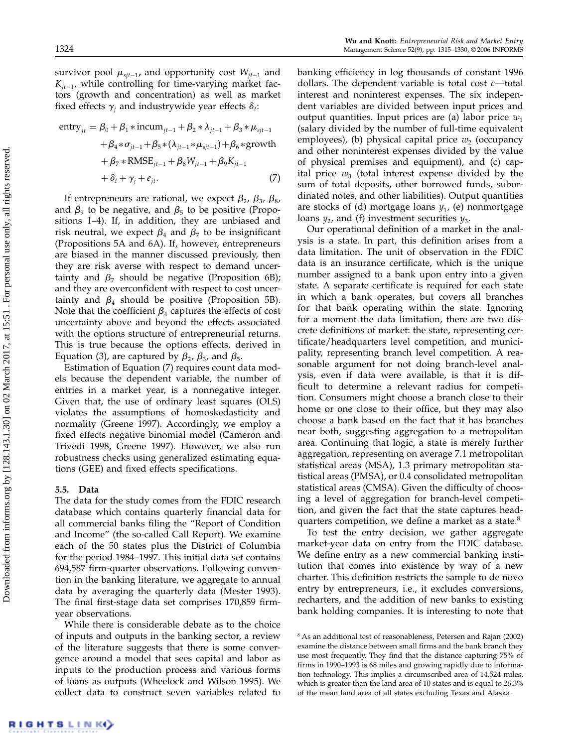survivor pool $\mu_{sjt-1}$, and opportunity cost $W_{jt-1}$ and $K_{jt-1}$, while controlling for time-varying market factors (growth and concentration) as well as market fixed effects $\gamma_j$ and industrywide year effects $\delta_t$:

$$\begin{aligned} \text{entry}_{jt} = {} & \beta_0 + \beta_1 * \text{incum}_{jt-1} + \beta_2 * \lambda_{jt-1} + \beta_3 * \mu_{sjt-1} \\ & + \beta_4 * \sigma_{jt-1} + \beta_5 * (\lambda_{jt-1} * \mu_{sjt-1}) + \beta_6 * \text{growth} \\ & + \beta_7 * \text{RMSE}_{jt-1} + \beta_8 W_{jt-1} + \beta_9 K_{jt-1} \\ & + \delta_t + \gamma_j + e_{jt}. \end{aligned} \tag{7}$$

If entrepreneurs are rational, we expect $\beta_2$, $\beta_3$, $\beta_8$, and $\beta_9$ to be negative, and $\beta_5$ to be positive (Propositions 1–4). If, in addition, they are unbiased and risk neutral, we expect $\beta_4$ and $\beta_7$ to be insignificant (Propositions 5A and 6A). If, however, entrepreneurs are biased in the manner discussed previously, then they are risk averse with respect to demand uncertainty and $\beta_7$ should be negative (Proposition 6B); and they are overconfident with respect to cost uncertainty and $\beta_4$ should be positive (Proposition 5B). Note that the coefficient $\beta_4$ captures the effects of cost uncertainty above and beyond the effects associated with the options structure of entrepreneurial returns. This is true because the options effects, derived in Equation (3), are captured by $\beta_2$, $\beta_3$, and $\beta_5$.

Estimation of Equation (7) requires count data models because the dependent variable, the number of entries in a market year, is a nonnegative integer. Given that, the use of ordinary least squares (OLS) violates the assumptions of homoskedasticity and normality (Greene 1997). Accordingly, we employ a fixed effects negative binomial model (Cameron and Trivedi 1998, Greene 1997). However, we also run robustness checks using generalized estimating equations (GEE) and fixed effects specifications.

### 5.5. Data

The data for the study comes from the FDIC research database which contains quarterly financial data for all commercial banks filing the "Report of Condition and Income" (the so-called Call Report). We examine each of the 50 states plus the District of Columbia for the period 1984–1997. This initial data set contains 694,587 firm-quarter observations. Following convention in the banking literature, we aggregate to annual data by averaging the quarterly data (Mester 1993). The final first-stage data set comprises 170,859 firm-year observations.

While there is considerable debate as to the choice of inputs and outputs in the banking sector, a review of the literature suggests that there is some convergence around a model that sees capital and labor as inputs to the production process and various forms of loans as outputs (Wheelock and Wilson 1995). We collect data to construct seven variables related to banking efficiency in log thousands of constant 1996 dollars. The dependent variable is total cost $c$—total interest and noninterest expenses. The six independent variables are divided between input prices and output quantities. Input prices are (a) labor price $w_1$ (salary divided by the number of full-time equivalent employees), (b) physical capital price $w_2$ (occupancy and other noninterest expenses divided by the value of physical premises and equipment), and (c) capital price $w_3$ (total interest expense divided by the sum of total deposits, other borrowed funds, subordinated notes, and other liabilities). Output quantities are stocks of (d) mortgage loans $y_1$, (e) nonmortgage loans $y_2$, and (f) investment securities $y_3$.

Our operational definition of a market in the analysis is a state. In part, this definition arises from a data limitation. The unit of observation in the FDIC data is an insurance certificate, which is the unique number assigned to a bank upon entry into a given state. A separate certificate is required for each state in which a bank operates, but covers all branches for that bank operating within the state. Ignoring for a moment the data limitation, there are two discrete definitions of market: the state, representing certificate/headquarters level competition, and municipality, representing branch level competition. A reasonable argument for not doing branch-level analysis, even if data were available, is that it is difficult to determine a relevant radius for competition. Consumers might choose a branch close to their home or one close to their office, but they may also choose a bank based on the fact that it has branches near both, suggesting aggregation to a metropolitan area. Continuing that logic, a state is merely further aggregation, representing on average 7.1 metropolitan statistical areas (MSA), 1.3 primary metropolitan statistical areas (PMSA), or 0.4 consolidated metropolitan statistical areas (CMSA). Given the difficulty of choosing a level of aggregation for branch-level competition, and given the fact that the state captures headquarters competition, we define a market as a state.[8]

To test the entry decision, we gather aggregate market-year data on entry from the FDIC database. We define entry as a new commercial banking institution that comes into existence by way of a new charter. This definition restricts the sample to de novo entry by entrepreneurs, i.e., it excludes conversions, recharters, and the addition of new banks to existing bank holding companies. It is interesting to note that

[8] As an additional test of reasonableness, Petersen and Rajan (2002) examine the distance between small firms and the bank branch they use most frequently. They find that the distance capturing 75% of firms in 1990–1993 is 68 miles and growing rapidly due to information technology. This implies a circumscribed area of 14,524 miles, which is greater than the land area of 10 states and is equal to 26.3% of the mean land area of all states excluding Texas and Alaska.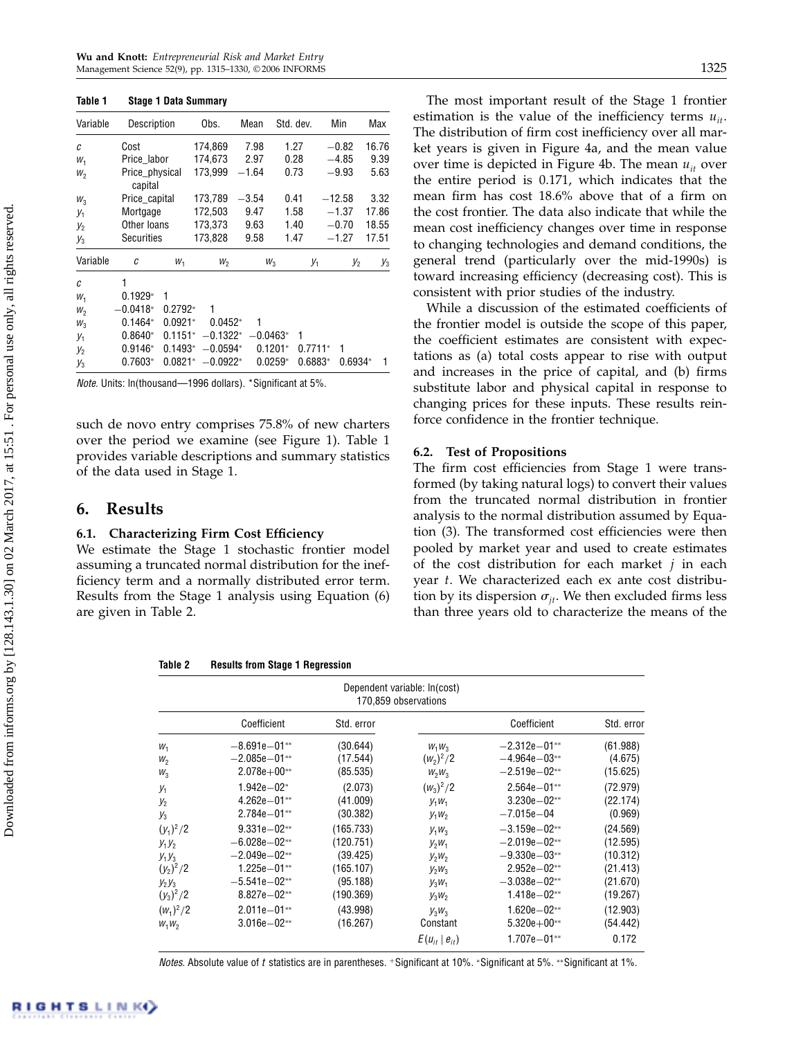**Table 1 Stage 1 Data Summary**

| Variable | Description | Obs. | Mean | Std. dev. | Min | Max |
|---|---|---|---|---|---|---|
| $c$ | Cost | 174,869 | 7.98 | 1.27 | −0.82 | 16.76 |
| $w_1$ | Price_labor | 174,673 | 2.97 | 0.28 | −4.85 | 9.39 |
| $w_2$ | Price_physical capital | 173,999 | −1.64 | 0.73 | −9.93 | 5.63 |
| $w_3$ | Price_capital | 173,789 | −3.54 | 0.41 | −12.58 | 3.32 |
| $y_1$ | Mortgage | 172,503 | 9.47 | 1.58 | −1.37 | 17.86 |
| $y_2$ | Other loans | 173,373 | 9.63 | 1.40 | −0.70 | 18.55 |
| $y_3$ | Securities | 173,828 | 9.58 | 1.47 | −1.27 | 17.51 |

| Variable | $c$ | $w_1$ | $w_2$ | $w_3$ | $y_1$ | $y_2$ | $y_3$ |
|---|---|---|---|---|---|---|---|
| $c$ | 1 | | | | | | |
| $w_1$ | 0.1929* | 1 | | | | | |
| $w_2$ | −0.0418* | 0.2792* | 1 | | | | |
| $w_3$ | 0.1464* | 0.0921* | 0.0452* | 1 | | | |
| $y_1$ | 0.8640* | 0.1151* | −0.1322* | −0.0463* | 1 | | |
| $y_2$ | 0.9146* | 0.1493* | −0.0594* | 0.1201* | 0.7711* | 1 | |
| $y_3$ | 0.7603* | 0.0821* | −0.0922* | 0.0259* | 0.6883* | 0.6934* | 1 |

*Note.* Units: ln(thousand—1996 dollars). *Significant at 5%.

such de novo entry comprises 75.8% of new charters over the period we examine (see Figure 1). Table 1 provides variable descriptions and summary statistics of the data used in Stage 1.

## 6. Results

### 6.1. Characterizing Firm Cost Efficiency

We estimate the Stage 1 stochastic frontier model assuming a truncated normal distribution for the inefficiency term and a normally distributed error term. Results from the Stage 1 analysis using Equation (6) are given in Table 2.

The most important result of the Stage 1 frontier estimation is the value of the inefficiency terms $u_{it}$. The distribution of firm cost inefficiency over all market years is given in Figure 4a, and the mean value over time is depicted in Figure 4b. The mean $u_{it}$ over the entire period is 0.171, which indicates that the mean firm has cost 18.6% above that of a firm on the cost frontier. The data also indicate that while the mean cost inefficiency changes over time in response to changing technologies and demand conditions, the general trend (particularly over the mid-1990s) is toward increasing efficiency (decreasing cost). This is consistent with prior studies of the industry.

While a discussion of the estimated coefficients of the frontier model is outside the scope of this paper, the coefficient estimates are consistent with expectations as (a) total costs appear to rise with output and increases in the price of capital, and (b) firms substitute labor and physical capital in response to changing prices for these inputs. These results reinforce confidence in the frontier technique.

### 6.2. Test of Propositions

The firm cost efficiencies from Stage 1 were transformed (by taking natural logs) to convert their values from the truncated normal distribution in frontier analysis to the normal distribution assumed by Equation (3). The transformed cost efficiencies were then pooled by market year and used to create estimates of the cost distribution for each market $j$ in each year $t$. We characterized each ex ante cost distribution by its dispersion $\sigma_{jt}$. We then excluded firms less than three years old to characterize the means of the

**Table 2 Results from Stage 1 Regression**

Dependent variable: ln(cost)
170,859 observations

| | Coefficient | Std. error | | Coefficient | Std. error |
|---|---|---|---|---|---|
| $w_1$ | −8.691e−01** | (30.644) | $w_1w_3$ | −2.312e−01** | (61.988) |
| $w_2$ | −2.085e−01** | (17.544) | $(w_2)^2/2$ | −4.964e−03** | (4.675) |
| $w_3$ | 2.078e+00** | (85.535) | $w_2w_3$ | −2.519e−02** | (15.625) |
| $y_1$ | 1.942e−02* | (2.073) | $(w_3)^2/2$ | 2.564e−01** | (72.979) |
| $y_2$ | 4.262e−01** | (41.009) | $y_1w_1$ | 3.230e−02** | (22.174) |
| $y_3$ | 2.784e−01** | (30.382) | $y_1w_2$ | −7.015e−04 | (0.969) |
| $(y_1)^2/2$ | 9.331e−02** | (165.733) | $y_1w_3$ | −3.159e−02** | (24.569) |
| $y_1y_2$ | −6.028e−02** | (120.751) | $y_2w_1$ | −2.019e−02** | (12.595) |
| $y_1y_3$ | −2.049e−02** | (39.425) | $y_2w_2$ | −9.330e−03** | (10.312) |
| $(y_2)^2/2$ | 1.225e−01** | (165.107) | $y_2w_3$ | 2.952e−02** | (21.413) |
| $y_2y_3$ | −5.541e−02** | (95.188) | $y_3w_1$ | −3.038e−02** | (21.670) |
| $(y_3)^2/2$ | 8.827e−02** | (190.369) | $y_3w_2$ | 1.418e−02** | (19.267) |
| $(w_1)^2/2$ | 2.011e−01** | (43.998) | $y_3w_3$ | 1.620e−02** | (12.903) |
| $w_1w_2$ | 3.016e−02** | (16.267) | Constant | 5.320e+00** | (54.442) |
| | | | $E(u_{it} \mid e_{it})$ | 1.707e−01** | 0.172 |

*Notes.* Absolute value of *t* statistics are in parentheses. +Significant at 10%. *Significant at 5%. **Significant at 1%.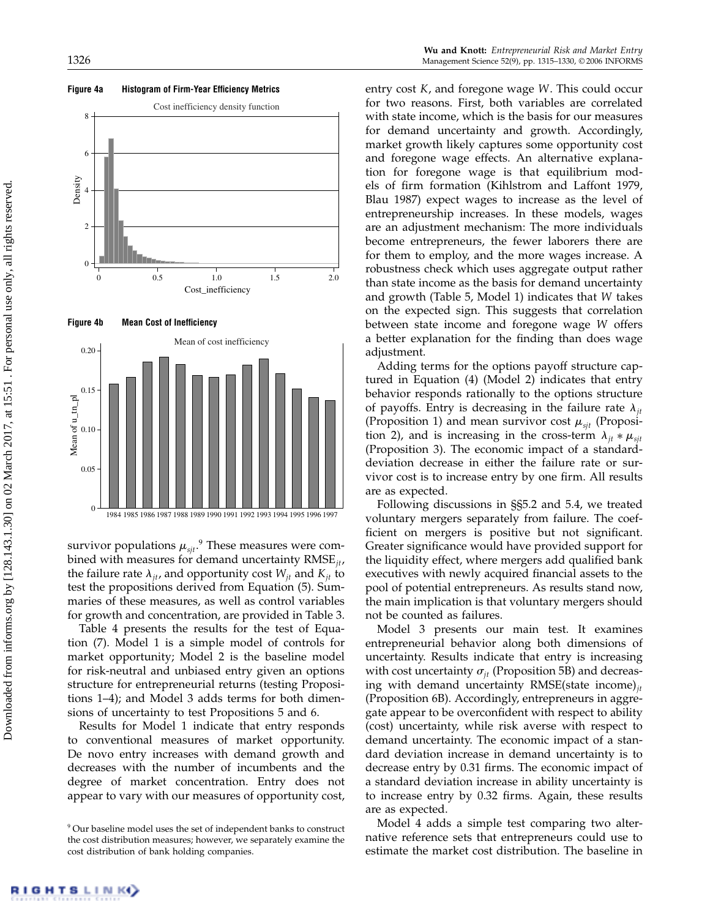**Figure 4a** Histogram of Firm-Year Efficiency Metrics

**Figure 4b** Mean Cost of Inefficiency

survivor populations $\mu_{sjt}$.[9] These measures were combined with measures for demand uncertainty $\text{RMSE}_{jt}$, the failure rate $\lambda_{jt}$, and opportunity cost $W_{jt}$ and $K_{jt}$ to test the propositions derived from Equation (5). Summaries of these measures, as well as control variables for growth and concentration, are provided in Table 3.

Table 4 presents the results for the test of Equation (7). Model 1 is a simple model of controls for market opportunity; Model 2 is the baseline model for risk-neutral and unbiased entry given an options structure for entrepreneurial returns (testing Propositions 1–4); and Model 3 adds terms for both dimensions of uncertainty to test Propositions 5 and 6.

Results for Model 1 indicate that entry responds to conventional measures of market opportunity. De novo entry increases with demand growth and decreases with the number of incumbents and the degree of market concentration. Entry does not appear to vary with our measures of opportunity cost, entry cost $K$, and foregone wage $W$. This could occur for two reasons. First, both variables are correlated with state income, which is the basis for our measures for demand uncertainty and growth. Accordingly, market growth likely captures some opportunity cost and foregone wage effects. An alternative explanation for foregone wage is that equilibrium models of firm formation (Kihlstrom and Laffont 1979, Blau 1987) expect wages to increase as the level of entrepreneurship increases. In these models, wages are an adjustment mechanism: The more individuals become entrepreneurs, the fewer laborers there are for them to employ, and the more wages increase. A robustness check which uses aggregate output rather than state income as the basis for demand uncertainty and growth (Table 5, Model 1) indicates that $W$ takes on the expected sign. This suggests that correlation between state income and foregone wage $W$ offers a better explanation for the finding than does wage adjustment.

Adding terms for the options payoff structure captured in Equation (4) (Model 2) indicates that entry behavior responds rationally to the options structure of payoffs. Entry is decreasing in the failure rate $\lambda_{jt}$ (Proposition 1) and mean survivor cost $\mu_{sjt}$ (Proposition 2), and is increasing in the cross-term $\lambda_{jt} * \mu_{sjt}$ (Proposition 3). The economic impact of a standard-deviation decrease in either the failure rate or survivor cost is to increase entry by one firm. All results are as expected.

Following discussions in §§5.2 and 5.4, we treated voluntary mergers separately from failure. The coefficient on mergers is positive but not significant. Greater significance would have provided support for the liquidity effect, where mergers add qualified bank executives with newly acquired financial assets to the pool of potential entrepreneurs. As results stand now, the main implication is that voluntary mergers should not be counted as failures.

Model 3 presents our main test. It examines entrepreneurial behavior along both dimensions of uncertainty. Results indicate that entry is increasing with cost uncertainty $\sigma_{jt}$ (Proposition 5B) and decreasing with demand uncertainty $\text{RMSE(state income)}_{jt}$ (Proposition 6B). Accordingly, entrepreneurs in aggregate appear to be overconfident with respect to ability (cost) uncertainty, while risk averse with respect to demand uncertainty. The economic impact of a standard deviation increase in demand uncertainty is to decrease entry by 0.31 firms. The economic impact of a standard deviation increase in ability uncertainty is to increase entry by 0.32 firms. Again, these results are as expected.

Model 4 adds a simple test comparing two alternative reference sets that entrepreneurs could use to estimate the market cost distribution. The baseline in

[9] Our baseline model uses the set of independent banks to construct the cost distribution measures; however, we separately examine the cost distribution of bank holding companies.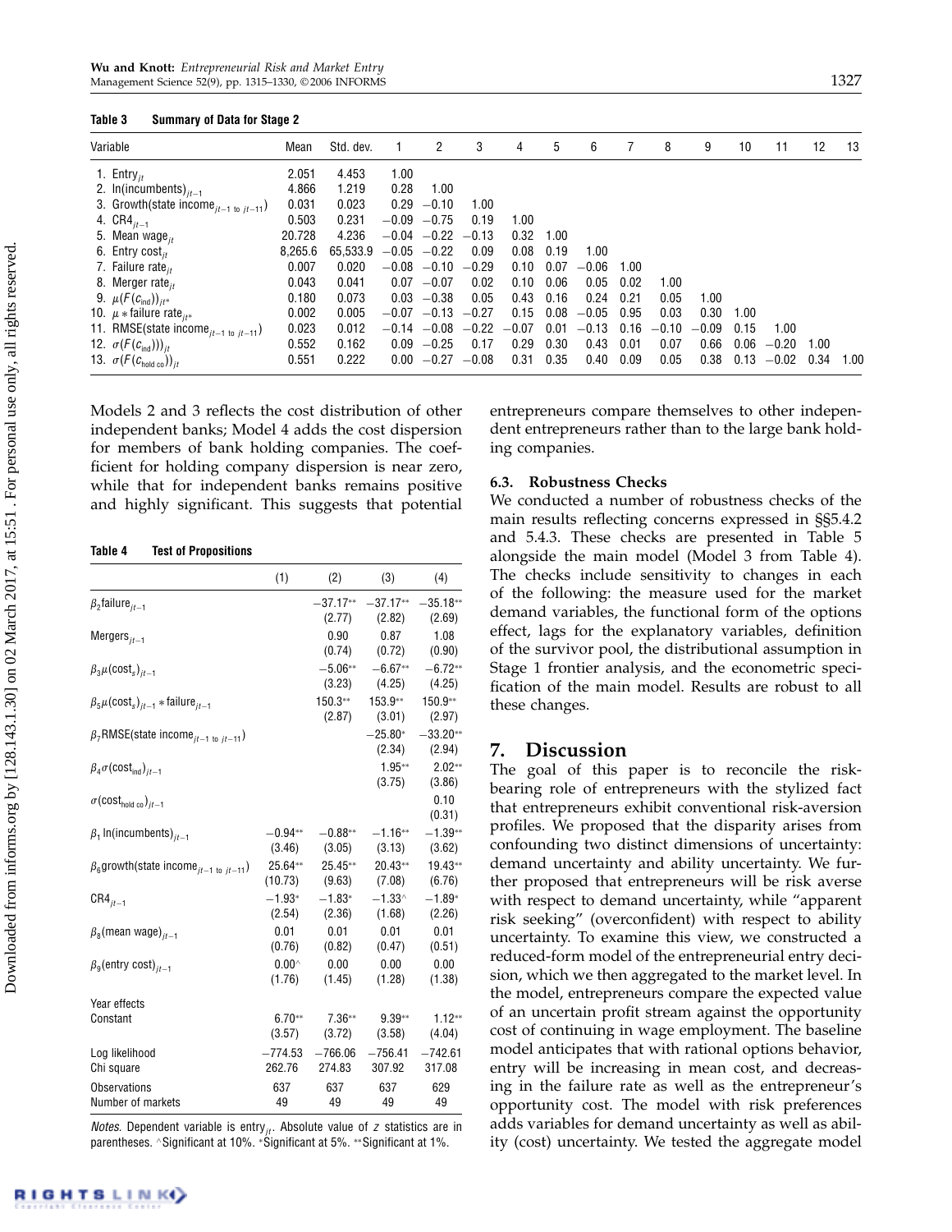**Table 3 Summary of Data for Stage 2**

| Variable | Mean | Std. dev. | 1 | 2 | 3 | 4 | 5 | 6 | 7 | 8 | 9 | 10 | 11 | 12 | 13 |
|---|---|---|---|---|---|---|---|---|---|---|---|---|---|---|---|
| 1. $\text{Entry}_{jt}$ | 2.051 | 4.453 | 1.00 | | | | | | | | | | | | |
| 2. $\ln(\text{incumbents})_{jt-1}$ | 4.866 | 1.219 | 0.28 | 1.00 | | | | | | | | | | | |
| 3. $\text{Growth}(\text{state income}_{jt-1 \text{ to } jt-11})$ | 0.031 | 0.023 | 0.29 | −0.10 | 1.00 | | | | | | | | | | |
| 4. $\text{CR4}_{jt-1}$ | 0.503 | 0.231 | −0.09 | −0.75 | 0.19 | 1.00 | | | | | | | | | |
| 5. $\text{Mean wage}_{jt}$ | 20.728 | 4.236 | −0.04 | −0.22 | −0.13 | 0.32 | 1.00 | | | | | | | | |
| 6. $\text{Entry cost}_{jt}$ | 8,265.6 | 65,533.9 | −0.05 | −0.22 | 0.09 | 0.08 | 0.19 | 1.00 | | | | | | | |
| 7. $\text{Failure rate}_{jt}$ | 0.007 | 0.020 | −0.08 | −0.10 | −0.29 | 0.10 | 0.07 | −0.06 | 1.00 | | | | | | |
| 8. $\text{Merger rate}_{jt}$ | 0.043 | 0.041 | 0.07 | −0.07 | 0.02 | 0.10 | 0.06 | 0.05 | 0.02 | 1.00 | | | | | |
| 9. $\mu(F(c_{\text{ind}}))_{jt*}$ | 0.180 | 0.073 | 0.03 | −0.38 | 0.05 | 0.43 | 0.16 | 0.24 | 0.21 | 0.05 | 1.00 | | | | |
| 10. $\mu * \text{failure rate}_{jt*}$ | 0.002 | 0.005 | −0.07 | −0.13 | −0.27 | 0.15 | 0.08 | −0.05 | 0.95 | 0.03 | 0.30 | 1.00 | | | |
| 11. $\text{RMSE}(\text{state income}_{jt-1 \text{ to } jt-11})$ | 0.023 | 0.012 | −0.14 | −0.08 | −0.22 | −0.07 | 0.01 | −0.13 | 0.16 | −0.10 | −0.09 | 0.15 | 1.00 | | |
| 12. $\sigma(F(c_{\text{ind}})))_{jt}$ | 0.552 | 0.162 | 0.09 | −0.25 | 0.17 | 0.29 | 0.30 | 0.43 | 0.01 | 0.07 | 0.66 | 0.06 | −0.20 | 1.00 | |
| 13. $\sigma(F(c_{\text{hold co}}))_{jt}$ | 0.551 | 0.222 | 0.00 | −0.27 | −0.08 | 0.31 | 0.35 | 0.40 | 0.09 | 0.05 | 0.38 | 0.13 | −0.02 | 0.34 | 1.00 |

Models 2 and 3 reflects the cost distribution of other independent banks; Model 4 adds the cost dispersion for members of bank holding companies. The coefficient for holding company dispersion is near zero, while that for independent banks remains positive and highly significant. This suggests that potential entrepreneurs compare themselves to other independent entrepreneurs rather than to the large bank holding companies.

**Table 4 Test of Propositions**

| | (1) | (2) | (3) | (4) |
|---|---|---|---|---|
| $\beta_2\text{failure}_{jt-1}$ | | −37.17** | −37.17** | −35.18** |
| | | (2.77) | (2.82) | (2.69) |
| $\text{Mergers}_{jt-1}$ | | 0.90 | 0.87 | 1.08 |
| | | (0.74) | (0.72) | (0.90) |
| $\beta_3\mu(\text{cost}_s)_{jt-1}$ | | −5.06** | −6.67** | −6.72** |
| | | (3.23) | (4.25) | (4.25) |
| $\beta_5\mu(\text{cost}_s)_{jt-1} * \text{failure}_{jt-1}$ | | 150.3** | 153.9** | 150.9** |
| | | (2.87) | (3.01) | (2.97) |
| $\beta_7\text{RMSE}(\text{state income}_{jt-1 \text{ to } jt-11})$ | | | −25.80* | −33.20** |
| | | | (2.34) | (2.94) |
| $\beta_4\sigma(\text{cost}_{\text{ind}})_{jt-1}$ | | | 1.95** | 2.02** |
| | | | (3.75) | (3.86) |
| $\sigma(\text{cost}_{\text{hold co}})_{jt-1}$ | | | | 0.10 |
| | | | | (0.31) |
| $\beta_1\ln(\text{incumbents})_{jt-1}$ | −0.94** | −0.88** | −1.16** | −1.39** |
| | (3.46) | (3.05) | (3.13) | (3.62) |
| $\beta_6\text{growth}(\text{state income}_{jt-1 \text{ to } jt-11})$ | 25.64** | 25.45** | 20.43** | 19.43** |
| | (10.73) | (9.63) | (7.08) | (6.76) |
| $\text{CR4}_{jt-1}$ | −1.93* | −1.83* | −1.33^ | −1.89* |
| | (2.54) | (2.36) | (1.68) | (2.26) |
| $\beta_8(\text{mean wage})_{jt-1}$ | 0.01 | 0.01 | 0.01 | 0.01 |
| | (0.76) | (0.82) | (0.47) | (0.51) |
| $\beta_9(\text{entry cost})_{jt-1}$ | 0.00^ | 0.00 | 0.00 | 0.00 |
| | (1.76) | (1.45) | (1.28) | (1.38) |
| Year effects | | | | |
| Constant | 6.70** | 7.36** | 9.39** | 1.12** |
| | (3.57) | (3.72) | (3.58) | (4.04) |
| Log likelihood | −774.53 | −766.06 | −756.41 | −742.61 |
| Chi square | 262.76 | 274.83 | 307.92 | 317.08 |
| Observations | 637 | 637 | 637 | 629 |
| Number of markets | 49 | 49 | 49 | 49 |

*Notes.* Dependent variable is $\text{entry}_{jt}$. Absolute value of $z$ statistics are in parentheses. ^Significant at 10%. *Significant at 5%. **Significant at 1%.

### 6.3. Robustness Checks

We conducted a number of robustness checks of the main results reflecting concerns expressed in §§5.4.2 and 5.4.3. These checks are presented in Table 5 alongside the main model (Model 3 from Table 4). The checks include sensitivity to changes in each of the following: the measure used for the market demand variables, the functional form of the options effect, lags for the explanatory variables, definition of the survivor pool, the distributional assumption in Stage 1 frontier analysis, and the econometric specification of the main model. Results are robust to all these changes.

## 7. Discussion

The goal of this paper is to reconcile the risk-bearing role of entrepreneurs with the stylized fact that entrepreneurs exhibit conventional risk-aversion profiles. We proposed that the disparity arises from confounding two distinct dimensions of uncertainty: demand uncertainty and ability uncertainty. We further proposed that entrepreneurs will be risk averse with respect to demand uncertainty, while "apparent risk seeking" (overconfident) with respect to ability uncertainty. To examine this view, we constructed a reduced-form model of the entrepreneurial entry decision, which we then aggregated to the market level. In the model, entrepreneurs compare the expected value of an uncertain profit stream against the opportunity cost of continuing in wage employment. The baseline model anticipates that with rational options behavior, entry will be increasing in mean cost, and decreasing in the failure rate as well as the entrepreneur's opportunity cost. The model with risk preferences adds variables for demand uncertainty as well as ability (cost) uncertainty. We tested the aggregate model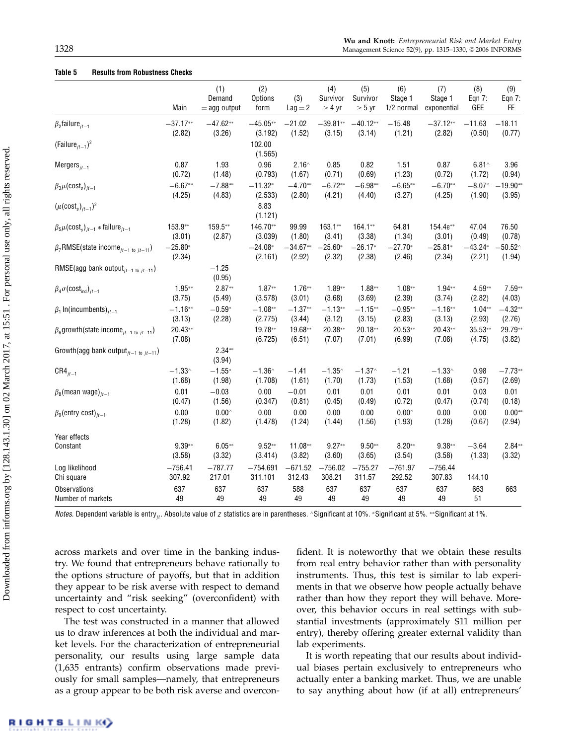**Table 5 Results from Robustness Checks**

| | Main | (1) Demand = agg output | (2) Options form | (3) Lag = 2 | (4) Survivor ≥ 4 yr | (5) Survivor ≥ 5 yr | (6) Stage 1 1/2 normal | (7) Stage 1 exponential | (8) Eqn 7: GEE | (9) Eqn 7: FE |
|---|---|---|---|---|---|---|---|---|---|---|
| $\beta_2$failure$_{jt-1}$ | −37.17** | −47.62** | −45.05** | −21.02 | −39.81** | −40.12** | −15.48 | −37.12** | −11.63 | −18.11 |
| | (2.82) | (3.26) | (3.192) | (1.52) | (3.15) | (3.14) | (1.21) | (2.82) | (0.50) | (0.77) |
| (Failure$_{jt-1}$)$^2$ | | | 102.00 | | | | | | | |
| | | | (1.565) | | | | | | | |
| Mergers$_{jt-1}$ | 0.87 | 1.93 | 0.96 | 2.16^ | 0.85 | 0.82 | 1.51 | 0.87 | 6.81^ | 3.96 |
| | (0.72) | (1.48) | (0.793) | (1.67) | (0.71) | (0.69) | (1.23) | (0.72) | (1.72) | (0.94) |
| $\beta_3\mu(\text{cost}_s)_{jt-1}$ | −6.67** | −7.88** | −11.32* | −4.70** | −6.72** | −6.98** | −6.65** | −6.70** | −8.07^ | −19.90** |
| | (4.25) | (4.83) | (2.533) | (2.80) | (4.21) | (4.40) | (3.27) | (4.25) | (1.90) | (3.95) |
| $(\mu(\text{cost}_s)_{jt-1})^2$ | | | 8.83 | | | | | | | |
| | | | (1.121) | | | | | | | |
| $\beta_5\mu(\text{cost}_s)_{jt-1}*\text{failure}_{jt-1}$ | 153.9** | 159.5** | 146.70** | 99.99 | 163.1** | 164.1** | 64.81 | 154.4e** | 47.04 | 76.50 |
| | (3.01) | (2.87) | (3.039) | (1.80) | (3.41) | (3.38) | (1.34) | (3.01) | (0.49) | (0.78) |
| $\beta_7$RMSE(state income$_{jt-1\text{ to }jt-11}$) | −25.80* | | −24.08* | −34.67** | −25.60* | −26.17* | −27.70* | −25.81* | −43.24* | −50.52^ |
| | (2.34) | | (2.161) | (2.92) | (2.32) | (2.38) | (2.46) | (2.34) | (2.21) | (1.94) |
| RMSE(agg bank output$_{jt-1\text{ to }jt-11}$) | | −1.25 | | | | | | | | |
| | | (0.95) | | | | | | | | |
| $\beta_4\sigma(\text{cost}_{ind})_{jt-1}$ | 1.95** | 2.87** | 1.87** | 1.76** | 1.89** | 1.88** | 1.08** | 1.94** | 4.59** | 7.59** |
| | (3.75) | (5.49) | (3.578) | (3.01) | (3.68) | (3.69) | (2.39) | (3.74) | (2.82) | (4.03) |
| $\beta_1$ ln(incumbents)$_{jt-1}$ | −1.16** | −0.59* | −1.08** | −1.37** | −1.13** | −1.15** | −0.95** | −1.16** | 1.04** | −4.32** |
| | (3.13) | (2.28) | (2.775) | (3.44) | (3.12) | (3.15) | (2.83) | (3.13) | (2.93) | (2.76) |
| $\beta_6$growth(state income$_{jt-1\text{ to }jt-11}$) | 20.43** | | 19.78** | 19.68** | 20.38** | 20.18** | 20.53** | 20.43** | 35.53** | 29.79** |
| | (7.08) | | (6.725) | (6.51) | (7.07) | (7.01) | (6.99) | (7.08) | (4.75) | (3.82) |
| Growth(agg bank output$_{jt-1\text{ to }jt-11}$) | | 2.34** | | | | | | | | |
| | | (3.94) | | | | | | | | |
| CR4$_{jt-1}$ | −1.33^ | −1.55* | −1.36^ | −1.41 | −1.35^ | −1.37^ | −1.21 | −1.33^ | 0.98 | −7.73** |
| | (1.68) | (1.98) | (1.708) | (1.61) | (1.70) | (1.73) | (1.53) | (1.68) | (0.57) | (2.69) |
| $\beta_8$(mean wage)$_{jt-1}$ | 0.01 | −0.03 | 0.00 | −0.01 | 0.01 | 0.01 | 0.01 | 0.01 | 0.03 | 0.01 |
| | (0.47) | (1.56) | (0.347) | (0.81) | (0.45) | (0.49) | (0.72) | (0.47) | (0.74) | (0.18) |
| $\beta_9$(entry cost)$_{jt-1}$ | 0.00 | 0.00^ | 0.00 | 0.00 | 0.00 | 0.00 | 0.00^ | 0.00 | 0.00 | 0.00** |
| | (1.28) | (1.82) | (1.478) | (1.24) | (1.44) | (1.56) | (1.93) | (1.28) | (0.67) | (2.94) |
| Year effects | | | | | | | | | | |
| Constant | 9.39** | 6.05** | 9.52** | 11.08** | 9.27** | 9.50** | 8.20** | 9.38** | −3.64 | 2.84** |
| | (3.58) | (3.32) | (3.414) | (3.82) | (3.60) | (3.65) | (3.54) | (3.58) | (1.33) | (3.32) |
| Log likelihood | −756.41 | −787.77 | −754.691 | −671.52 | −756.02 | −755.27 | −761.97 | −756.44 | | |
| Chi square | 307.92 | 217.01 | 311.101 | 312.43 | 308.21 | 311.57 | 292.52 | 307.83 | 144.10 | |
| Observations | 637 | 637 | 637 | 588 | 637 | 637 | 637 | 637 | 663 | 663 |
| Number of markets | 49 | 49 | 49 | 49 | 49 | 49 | 49 | 49 | 51 | |

*Notes.* Dependent variable is entry$_{jt}$. Absolute value of $z$ statistics are in parentheses. ^Significant at 10%. *Significant at 5%. **Significant at 1%.

across markets and over time in the banking industry. We found that entrepreneurs behave rationally to the options structure of payoffs, but that in addition they appear to be risk averse with respect to demand uncertainty and "risk seeking" (overconfident) with respect to cost uncertainty.

The test was constructed in a manner that allowed us to draw inferences at both the individual and market levels. For the characterization of entrepreneurial personality, our results using large sample data (1,635 entrants) confirm observations made previously for small samples—namely, that entrepreneurs as a group appear to be both risk averse and overconfident. It is noteworthy that we obtain these results from real entry behavior rather than with personality instruments. Thus, this test is similar to lab experiments in that we observe how people actually behave rather than how they report they will behave. Moreover, this behavior occurs in real settings with substantial investments (approximately $11 million per entry), thereby offering greater external validity than lab experiments.

It is worth repeating that our results about individual biases pertain exclusively to entrepreneurs who actually enter a banking market. Thus, we are unable to say anything about how (if at all) entrepreneurs'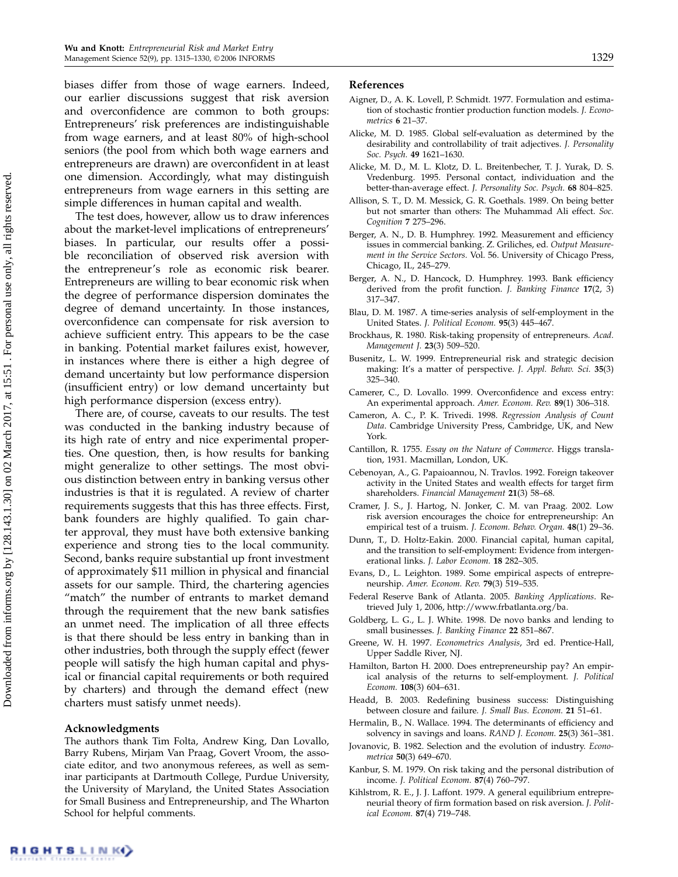biases differ from those of wage earners. Indeed, our earlier discussions suggest that risk aversion and overconfidence are common to both groups: Entrepreneurs' risk preferences are indistinguishable from wage earners, and at least 80% of high-school seniors (the pool from which both wage earners and entrepreneurs are drawn) are overconfident in at least one dimension. Accordingly, what may distinguish entrepreneurs from wage earners in this setting are simple differences in human capital and wealth.

The test does, however, allow us to draw inferences about the market-level implications of entrepreneurs' biases. In particular, our results offer a possible reconciliation of observed risk aversion with the entrepreneur's role as economic risk bearer. Entrepreneurs are willing to bear economic risk when the degree of performance dispersion dominates the degree of demand uncertainty. In those instances, overconfidence can compensate for risk aversion to achieve sufficient entry. This appears to be the case in banking. Potential market failures exist, however, in instances where there is either a high degree of demand uncertainty but low performance dispersion (insufficient entry) or low demand uncertainty but high performance dispersion (excess entry).

There are, of course, caveats to our results. The test was conducted in the banking industry because of its high rate of entry and nice experimental properties. One question, then, is how results for banking might generalize to other settings. The most obvious distinction between entry in banking versus other industries is that it is regulated. A review of charter requirements suggests that this has three effects. First, bank founders are highly qualified. To gain charter approval, they must have both extensive banking experience and strong ties to the local community. Second, banks require substantial up front investment of approximately \$11 million in physical and financial assets for our sample. Third, the chartering agencies "match" the number of entrants to market demand through the requirement that the new bank satisfies an unmet need. The implication of all three effects is that there should be less entry in banking than in other industries, both through the supply effect (fewer people will satisfy the high human capital and physical or financial capital requirements or both required by charters) and through the demand effect (new charters must satisfy unmet needs).

## Acknowledgments

The authors thank Tim Folta, Andrew King, Dan Lovallo, Barry Rubens, Mirjam Van Praag, Govert Vroom, the associate editor, and two anonymous referees, as well as seminar participants at Dartmouth College, Purdue University, the University of Maryland, the United States Association for Small Business and Entrepreneurship, and The Wharton School for helpful comments.

## References

Aigner, D., A. K. Lovell, P. Schmidt. 1977. Formulation and estimation of stochastic frontier production function models. *J. Econometrics* **6** 21–37.

Alicke, M. D. 1985. Global self-evaluation as determined by the desirability and controllability of trait adjectives. *J. Personality Soc. Psych.* **49** 1621–1630.

Alicke, M. D., M. L. Klotz, D. L. Breitenbecher, T. J. Yurak, D. S. Vredenburg. 1995. Personal contact, individuation and the better-than-average effect. *J. Personality Soc. Psych.* **68** 804–825.

Allison, S. T., D. M. Messick, G. R. Goethals. 1989. On being better but not smarter than others: The Muhammad Ali effect. *Soc. Cognition* **7** 275–296.

Berger, A. N., D. B. Humphrey. 1992. Measurement and efficiency issues in commercial banking. Z. Griliches, ed. *Output Measurement in the Service Sectors.* Vol. 56. University of Chicago Press, Chicago, IL, 245–279.

Berger, A. N., D. Hancock, D. Humphrey. 1993. Bank efficiency derived from the profit function. *J. Banking Finance* **17**(2, 3) 317–347.

Blau, D. M. 1987. A time-series analysis of self-employment in the United States. *J. Political Econom.* **95**(3) 445–467.

Brockhaus, R. 1980. Risk-taking propensity of entrepreneurs. *Acad. Management J.* **23**(3) 509–520.

Busenitz, L. W. 1999. Entrepreneurial risk and strategic decision making: It's a matter of perspective. *J. Appl. Behav. Sci.* **35**(3) 325–340.

Camerer, C., D. Lovallo. 1999. Overconfidence and excess entry: An experimental approach. *Amer. Econom. Rev.* **89**(1) 306–318.

Cameron, A. C., P. K. Trivedi. 1998. *Regression Analysis of Count Data*. Cambridge University Press, Cambridge, UK, and New York.

Cantillon, R. 1755. *Essay on the Nature of Commerce*. Higgs translation, 1931. Macmillan, London, UK.

Cebenoyan, A., G. Papaioannou, N. Travlos. 1992. Foreign takeover activity in the United States and wealth effects for target firm shareholders. *Financial Management* **21**(3) 58–68.

Cramer, J. S., J. Hartog, N. Jonker, C. M. van Praag. 2002. Low risk aversion encourages the choice for entrepreneurship: An empirical test of a truism. *J. Econom. Behav. Organ.* **48**(1) 29–36.

Dunn, T., D. Holtz-Eakin. 2000. Financial capital, human capital, and the transition to self-employment: Evidence from intergenerational links. *J. Labor Econom.* **18** 282–305.

Evans, D., L. Leighton. 1989. Some empirical aspects of entrepreneurship. *Amer. Econom. Rev.* **79**(3) 519–535.

Federal Reserve Bank of Atlanta. 2005. *Banking Applications*. Retrieved July 1, 2006, http://www.frbatlanta.org/ba.

Goldberg, L. G., L. J. White. 1998. De novo banks and lending to small businesses. *J. Banking Finance* **22** 851–867.

Greene, W. H. 1997. *Econometrics Analysis*, 3rd ed. Prentice-Hall, Upper Saddle River, NJ.

Hamilton, Barton H. 2000. Does entrepreneurship pay? An empirical analysis of the returns to self-employment. *J. Political Econom.* **108**(3) 604–631.

Headd, B. 2003. Redefining business success: Distinguishing between closure and failure. *J. Small Bus. Econom.* **21** 51–61.

Hermalin, B., N. Wallace. 1994. The determinants of efficiency and solvency in savings and loans. *RAND J. Econom.* **25**(3) 361–381.

Jovanovic, B. 1982. Selection and the evolution of industry. *Econometrica* **50**(3) 649–670.

Kanbur, S. M. 1979. On risk taking and the personal distribution of income. *J. Political Econom.* **87**(4) 760–797.

Kihlstrom, R. E., J. J. Laffont. 1979. A general equilibrium entrepreneurial theory of firm formation based on risk aversion. *J. Political Econom.* **87**(4) 719–748.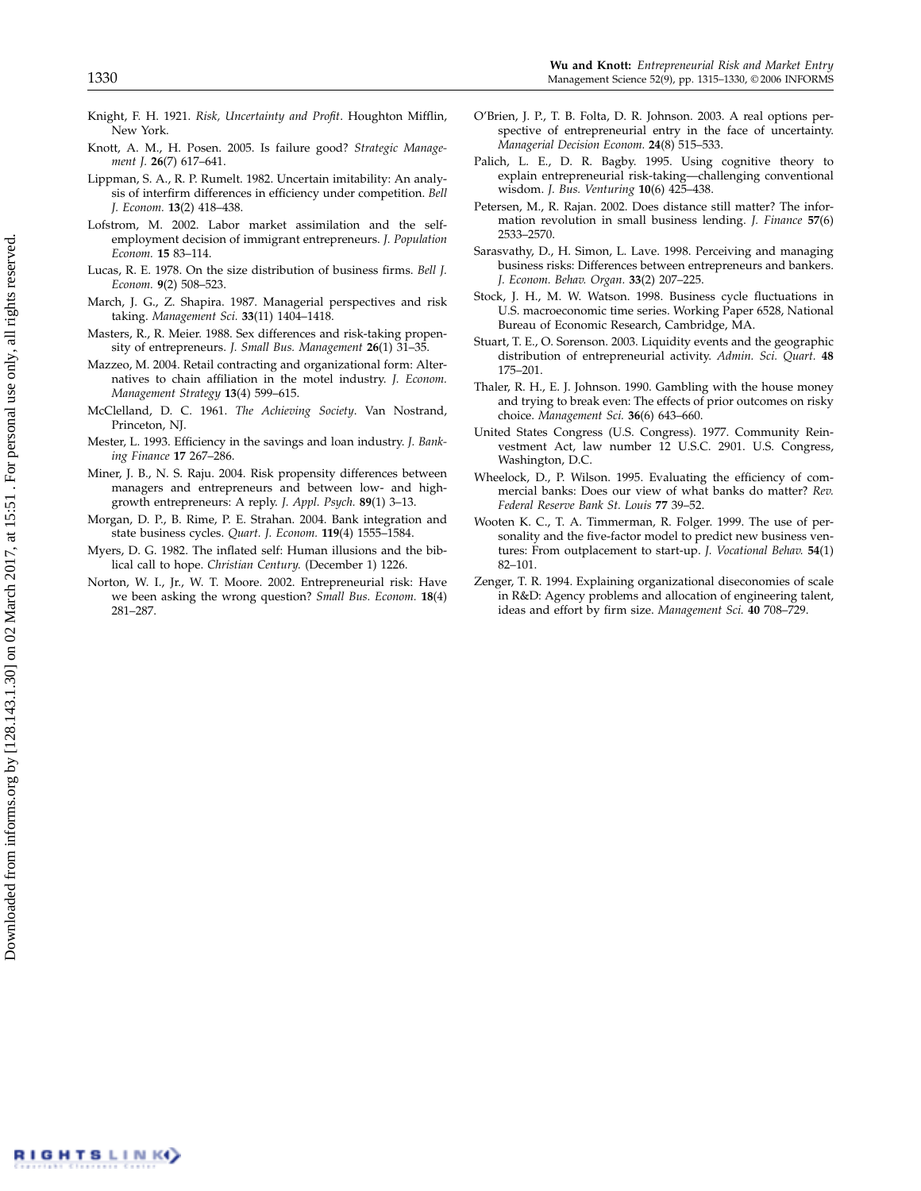Knight, F. H. 1921. *Risk, Uncertainty and Profit*. Houghton Mifflin, New York.

Knott, A. M., H. Posen. 2005. Is failure good? *Strategic Management J.* **26**(7) 617–641.

Lippman, S. A., R. P. Rumelt. 1982. Uncertain imitability: An analysis of interfirm differences in efficiency under competition. *Bell J. Econom.* **13**(2) 418–438.

Lofstrom, M. 2002. Labor market assimilation and the self-employment decision of immigrant entrepreneurs. *J. Population Econom.* **15** 83–114.

Lucas, R. E. 1978. On the size distribution of business firms. *Bell J. Econom.* **9**(2) 508–523.

March, J. G., Z. Shapira. 1987. Managerial perspectives and risk taking. *Management Sci.* **33**(11) 1404–1418.

Masters, R., R. Meier. 1988. Sex differences and risk-taking propensity of entrepreneurs. *J. Small Bus. Management* **26**(1) 31–35.

Mazzeo, M. 2004. Retail contracting and organizational form: Alternatives to chain affiliation in the motel industry. *J. Econom. Management Strategy* **13**(4) 599–615.

McClelland, D. C. 1961. *The Achieving Society*. Van Nostrand, Princeton, NJ.

Mester, L. 1993. Efficiency in the savings and loan industry. *J. Banking Finance* **17** 267–286.

Miner, J. B., N. S. Raju. 2004. Risk propensity differences between managers and entrepreneurs and between low- and high-growth entrepreneurs: A reply. *J. Appl. Psych.* **89**(1) 3–13.

Morgan, D. P., B. Rime, P. E. Strahan. 2004. Bank integration and state business cycles. *Quart. J. Econom.* **119**(4) 1555–1584.

Myers, D. G. 1982. The inflated self: Human illusions and the biblical call to hope. *Christian Century.* (December 1) 1226.

Norton, W. I., Jr., W. T. Moore. 2002. Entrepreneurial risk: Have we been asking the wrong question? *Small Bus. Econom.* **18**(4) 281–287.

O'Brien, J. P., T. B. Folta, D. R. Johnson. 2003. A real options perspective of entrepreneurial entry in the face of uncertainty. *Managerial Decision Econom.* **24**(8) 515–533.

Palich, L. E., D. R. Bagby. 1995. Using cognitive theory to explain entrepreneurial risk-taking—challenging conventional wisdom. *J. Bus. Venturing* **10**(6) 425–438.

Petersen, M., R. Rajan. 2002. Does distance still matter? The information revolution in small business lending. *J. Finance* **57**(6) 2533–2570.

Sarasvathy, D., H. Simon, L. Lave. 1998. Perceiving and managing business risks: Differences between entrepreneurs and bankers. *J. Econom. Behav. Organ.* **33**(2) 207–225.

Stock, J. H., M. W. Watson. 1998. Business cycle fluctuations in U.S. macroeconomic time series. Working Paper 6528, National Bureau of Economic Research, Cambridge, MA.

Stuart, T. E., O. Sorenson. 2003. Liquidity events and the geographic distribution of entrepreneurial activity. *Admin. Sci. Quart.* **48** 175–201.

Thaler, R. H., E. J. Johnson. 1990. Gambling with the house money and trying to break even: The effects of prior outcomes on risky choice. *Management Sci.* **36**(6) 643–660.

United States Congress (U.S. Congress). 1977. Community Reinvestment Act, law number 12 U.S.C. 2901. U.S. Congress, Washington, D.C.

Wheelock, D., P. Wilson. 1995. Evaluating the efficiency of commercial banks: Does our view of what banks do matter? *Rev. Federal Reserve Bank St. Louis* **77** 39–52.

Wooten K. C., T. A. Timmerman, R. Folger. 1999. The use of personality and the five-factor model to predict new business ventures: From outplacement to start-up. *J. Vocational Behav.* **54**(1) 82–101.

Zenger, T. R. 1994. Explaining organizational diseconomies of scale in R&D: Agency problems and allocation of engineering talent, ideas and effort by firm size. *Management Sci.* **40** 708–729.